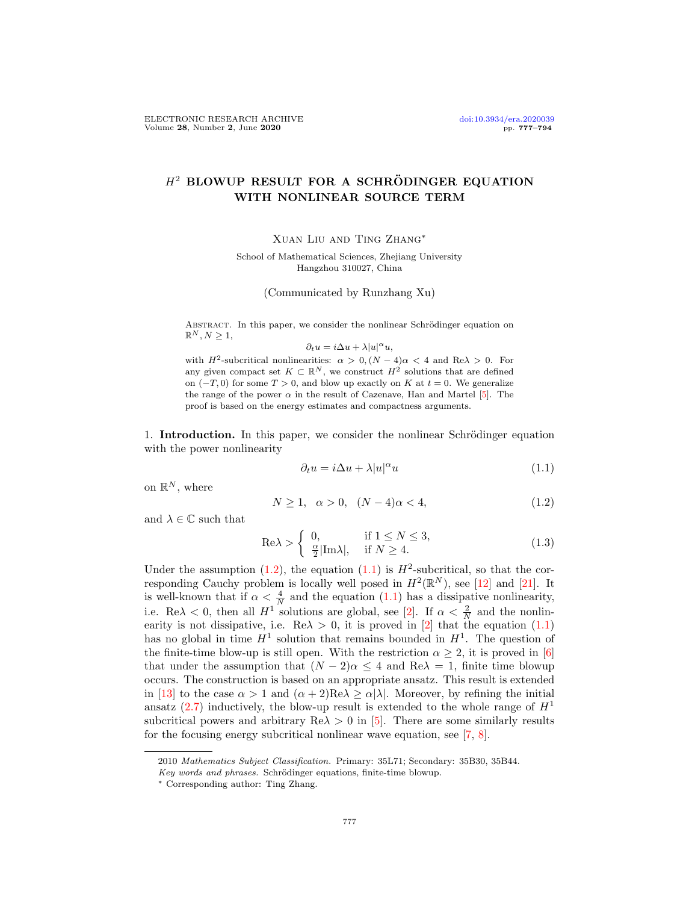# $H^2$ BLOWUP RESULT FOR A SCHRÖDINGER EQUATION WITH NONLINEAR SOURCE TERM

Xuan Liu and Ting Zhang*

School of Mathematical Sciences, Zhejiang University
Hangzhou 310027, China

(Communicated by Runzhang Xu)

Abstract. In this paper, we consider the nonlinear Schrödinger equation on $\mathbb{R}^N, N \geq 1$,

$$\partial_t u = i\Delta u + \lambda |u|^\alpha u,$$

with $H^2$-subcritical nonlinearities: $\alpha > 0, (N-4)\alpha < 4$ and $\text{Re}\lambda > 0$. For any given compact set $K \subset \mathbb{R}^N$, we construct $H^2$ solutions that are defined on $(-T, 0)$ for some $T > 0$, and blow up exactly on $K$ at $t = 0$. We generalize the range of the power $\alpha$ in the result of Cazenave, Han and Martel [5]. The proof is based on the energy estimates and compactness arguments.

1. **Introduction.** In this paper, we consider the nonlinear Schrödinger equation with the power nonlinearity

$$\partial_t u = i\Delta u + \lambda |u|^\alpha u \tag{1.1}$$

on $\mathbb{R}^N$, where

$$N \geq 1, \quad \alpha > 0, \quad (N-4)\alpha < 4, \tag{1.2}$$

and $\lambda \in \mathbb{C}$ such that

$$\text{Re}\lambda > \begin{cases} 0, & \text{if } 1 \leq N \leq 3, \\ \frac{\alpha}{2}|\text{Im}\lambda|, & \text{if } N \geq 4. \end{cases} \tag{1.3}$$

Under the assumption (1.2), the equation (1.1) is $H^2$-subcritical, so that the corresponding Cauchy problem is locally well posed in $H^2(\mathbb{R}^N)$, see [12] and [21]. It is well-known that if $\alpha < \frac{4}{N}$ and the equation (1.1) has a dissipative nonlinearity, i.e. $\text{Re}\lambda < 0$, then all $H^1$ solutions are global, see [2]. If $\alpha < \frac{2}{N}$ and the nonlinearity is not dissipative, i.e. $\text{Re}\lambda > 0$, it is proved in [2] that the equation (1.1) has no global in time $H^1$ solution that remains bounded in $H^1$. The question of the finite-time blow-up is still open. With the restriction $\alpha \geq 2$, it is proved in [6] that under the assumption that $(N-2)\alpha \leq 4$ and $\text{Re}\lambda = 1$, finite time blowup occurs. The construction is based on an appropriate ansatz. This result is extended in [13] to the case $\alpha > 1$ and $(\alpha+2)\text{Re}\lambda \geq \alpha|\lambda|$. Moreover, by refining the initial ansatz (2.7) inductively, the blow-up result is extended to the whole range of $H^1$ subcritical powers and arbitrary $\text{Re}\lambda > 0$ in [5]. There are some similarly results for the focusing energy subcritical nonlinear wave equation, see [7, 8].

---

2010 *Mathematics Subject Classification.* Primary: 35L71; Secondary: 35B30, 35B44.

*Key words and phrases.* Schrödinger equations, finite-time blowup.

* Corresponding author: Ting Zhang.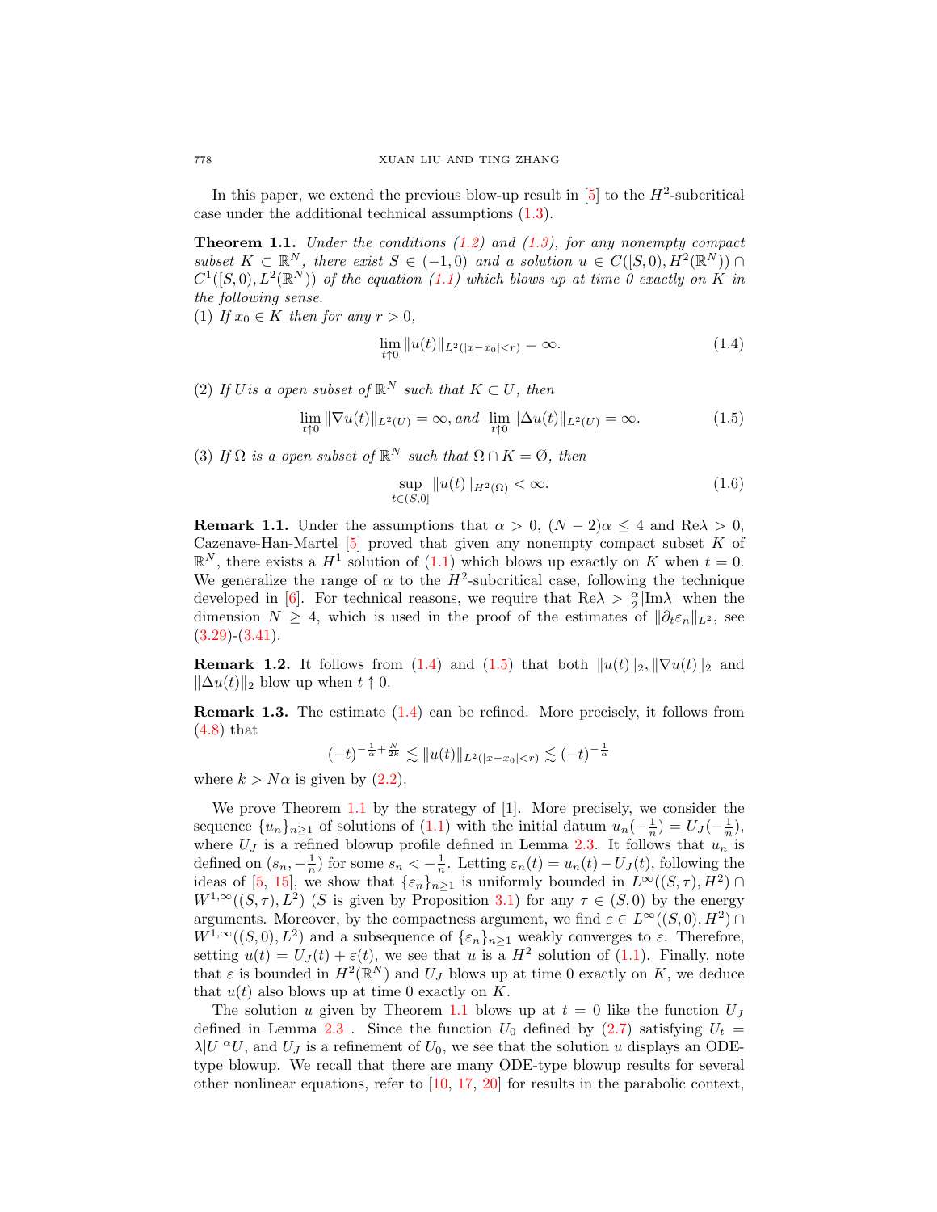In this paper, we extend the previous blow-up result in [5] to the $H^2$-subcritical case under the additional technical assumptions (1.3).

**Theorem 1.1.** *Under the conditions (1.2) and (1.3), for any nonempty compact subset $K \subset \mathbb{R}^N$, there exist $S \in (-1, 0)$ and a solution $u \in C([S, 0), H^2(\mathbb{R}^N)) \cap C^1([S, 0), L^2(\mathbb{R}^N))$ of the equation (1.1) which blows up at time 0 exactly on $K$ in the following sense.*

(1) *If $x_0 \in K$ then for any $r > 0$,*

$$\lim_{t \uparrow 0} \|u(t)\|_{L^2(|x-x_0|<r)} = \infty. \tag{1.4}$$

(2) *If $U$ is a open subset of $\mathbb{R}^N$ such that $K \subset U$, then*

$$\lim_{t \uparrow 0} \|\nabla u(t)\|_{L^2(U)} = \infty, \text{ and } \lim_{t \uparrow 0} \|\Delta u(t)\|_{L^2(U)} = \infty. \tag{1.5}$$

(3) *If $\Omega$ is a open subset of $\mathbb{R}^N$ such that $\overline{\Omega} \cap K = \emptyset$, then*

$$\sup_{t \in (S, 0]} \|u(t)\|_{H^2(\Omega)} < \infty. \tag{1.6}$$

**Remark 1.1.** Under the assumptions that $\alpha > 0$, $(N-2)\alpha \le 4$ and $\mathrm{Re}\lambda > 0$, Cazenave-Han-Martel [5] proved that given any nonempty compact subset $K$ of $\mathbb{R}^N$, there exists a $H^1$ solution of (1.1) which blows up exactly on $K$ when $t = 0$. We generalize the range of $\alpha$ to the $H^2$-subcritical case, following the technique developed in [6]. For technical reasons, we require that $\mathrm{Re}\lambda > \frac{\alpha}{2}|\mathrm{Im}\lambda|$ when the dimension $N \ge 4$, which is used in the proof of the estimates of $\|\partial_t \varepsilon_n\|_{L^2}$, see (3.29)-(3.41).

**Remark 1.2.** It follows from (1.4) and (1.5) that both $\|u(t)\|_2, \|\nabla u(t)\|_2$ and $\|\Delta u(t)\|_2$ blow up when $t \uparrow 0$.

**Remark 1.3.** The estimate (1.4) can be refined. More precisely, it follows from (4.8) that

$$(-t)^{-\frac{1}{\alpha}+\frac{N}{2k}} \lesssim \|u(t)\|_{L^2(|x-x_0|<r)} \lesssim (-t)^{-\frac{1}{\alpha}}$$

where $k > N\alpha$ is given by (2.2).

We prove Theorem 1.1 by the strategy of [1]. More precisely, we consider the sequence $\{u_n\}_{n\ge1}$ of solutions of (1.1) with the initial datum $u_n(-\frac{1}{n}) = U_J(-\frac{1}{n})$, where $U_J$ is a refined blowup profile defined in Lemma 2.3. It follows that $u_n$ is defined on $(s_n, -\frac{1}{n})$ for some $s_n < -\frac{1}{n}$. Letting $\varepsilon_n(t) = u_n(t) - U_J(t)$, following the ideas of [5, 15], we show that $\{\varepsilon_n\}_{n\ge1}$ is uniformly bounded in $L^\infty((S, \tau), H^2) \cap W^{1,\infty}((S, \tau), L^2)$ ($S$ is given by Proposition 3.1) for any $\tau \in (S, 0)$ by the energy arguments. Moreover, by the compactness argument, we find $\varepsilon \in L^\infty((S, 0), H^2) \cap W^{1,\infty}((S, 0), L^2)$ and a subsequence of $\{\varepsilon_n\}_{n\ge1}$ weakly converges to $\varepsilon$. Therefore, setting $u(t) = U_J(t) + \varepsilon(t)$, we see that $u$ is a $H^2$ solution of (1.1). Finally, note that $\varepsilon$ is bounded in $H^2(\mathbb{R}^N)$ and $U_J$ blows up at time 0 exactly on $K$, we deduce that $u(t)$ also blows up at time 0 exactly on $K$.

The solution $u$ given by Theorem 1.1 blows up at $t = 0$ like the function $U_J$ defined in Lemma 2.3 . Since the function $U_0$ defined by (2.7) satisfying $U_t = \lambda|U|^\alpha U$, and $U_J$ is a refinement of $U_0$, we see that the solution $u$ displays an ODE-type blowup. We recall that there are many ODE-type blowup results for several other nonlinear equations, refer to [10, 17, 20] for results in the parabolic context,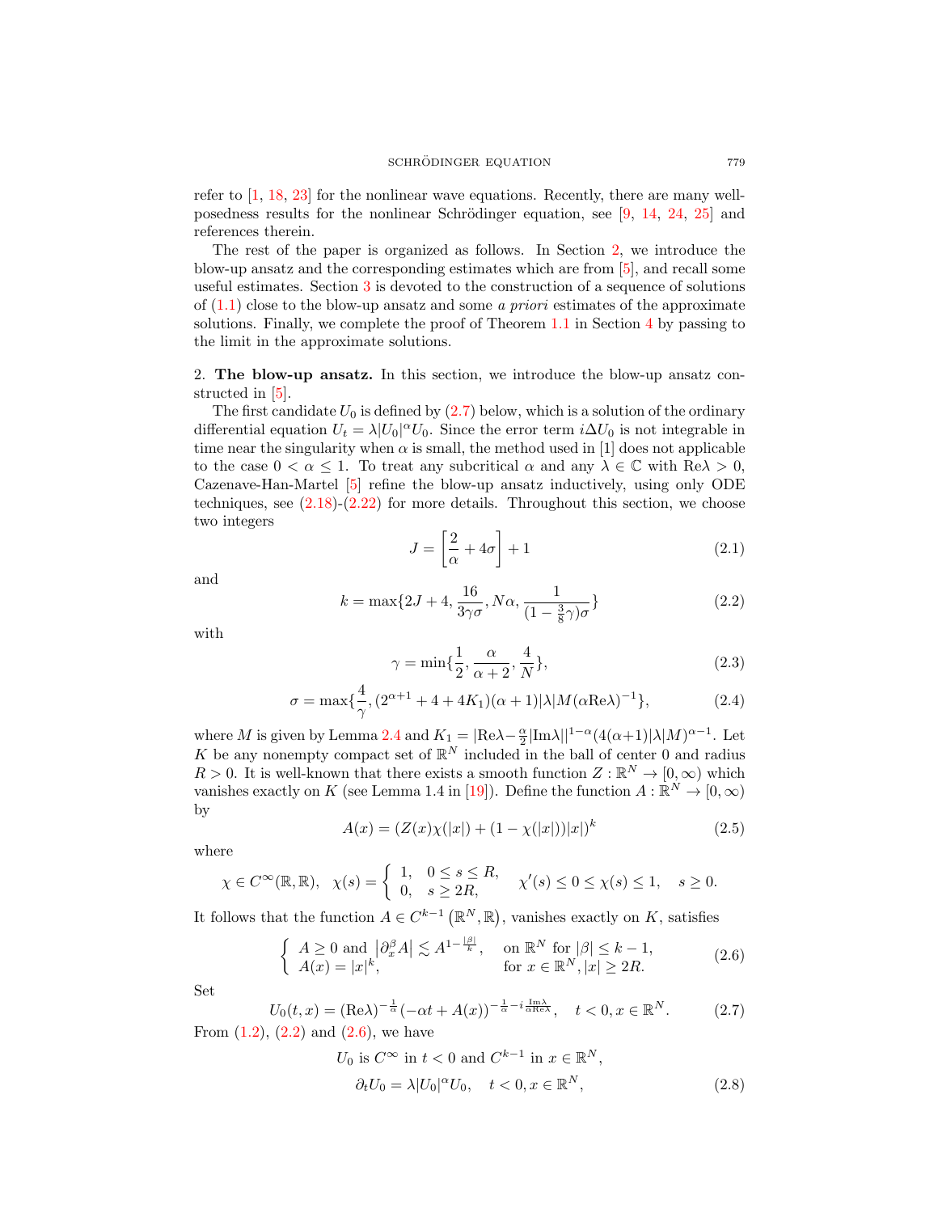refer to [1, 18, 23] for the nonlinear wave equations. Recently, there are many well-posedness results for the nonlinear Schrödinger equation, see [9, 14, 24, 25] and references therein.

The rest of the paper is organized as follows. In Section 2, we introduce the blow-up ansatz and the corresponding estimates which are from [5], and recall some useful estimates. Section 3 is devoted to the construction of a sequence of solutions of (1.1) close to the blow-up ansatz and some *a priori* estimates of the approximate solutions. Finally, we complete the proof of Theorem 1.1 in Section 4 by passing to the limit in the approximate solutions.

## 2. **The blow-up ansatz.**

In this section, we introduce the blow-up ansatz constructed in [5].

The first candidate $U_0$ is defined by (2.7) below, which is a solution of the ordinary differential equation $U_t = \lambda |U_0|^\alpha U_0$. Since the error term $i\Delta U_0$ is not integrable in time near the singularity when $\alpha$ is small, the method used in [1] does not applicable to the case $0 < \alpha \leq 1$. To treat any subcritical $\alpha$ and any $\lambda \in \mathbb{C}$ with $\mathrm{Re}\lambda > 0$, Cazenave-Han-Martel [5] refine the blow-up ansatz inductively, using only ODE techniques, see (2.18)-(2.22) for more details. Throughout this section, we choose two integers

$$J = \left[\frac{2}{\alpha} + 4\sigma\right] + 1 \tag{2.1}$$

and

$$k = \max\{2J + 4, \frac{16}{3\gamma\sigma}, N\alpha, \frac{1}{(1 - \frac{3}{8}\gamma)\sigma}\} \tag{2.2}$$

with

$$\gamma = \min\{\frac{1}{2}, \frac{\alpha}{\alpha + 2}, \frac{4}{N}\}, \tag{2.3}$$

$$\sigma = \max\{\frac{4}{\gamma}, (2^{\alpha+1} + 4 + 4K_1)(\alpha + 1)|\lambda| M(\alpha \mathrm{Re}\lambda)^{-1}\}, \tag{2.4}$$

where $M$ is given by Lemma 2.4 and $K_1 = |\mathrm{Re}\lambda - \frac{\alpha}{2}|\mathrm{Im}\lambda||^{1-\alpha}(4(\alpha+1)|\lambda|M)^{\alpha-1}$. Let $K$ be any nonempty compact set of $\mathbb{R}^N$ included in the ball of center 0 and radius $R > 0$. It is well-known that there exists a smooth function $Z : \mathbb{R}^N \to [0, \infty)$ which vanishes exactly on $K$ (see Lemma 1.4 in [19]). Define the function $A : \mathbb{R}^N \to [0, \infty)$ by

$$A(x) = (Z(x)\chi(|x|) + (1 - \chi(|x|))|x|)^k \tag{2.5}$$

where

$$\chi \in C^\infty(\mathbb{R}, \mathbb{R}), \quad \chi(s) = \begin{cases} 1, & 0 \leq s \leq R, \\ 0, & s \geq 2R, \end{cases} \quad \chi'(s) \leq 0 \leq \chi(s) \leq 1, \quad s \geq 0.$$

It follows that the function $A \in C^{k-1}(\mathbb{R}^N, \mathbb{R})$, vanishes exactly on $K$, satisfies

$$\begin{cases} A \geq 0 \text{ and } \left|\partial_x^\beta A\right| \lesssim A^{1 - \frac{|\beta|}{k}}, & \text{on } \mathbb{R}^N \text{ for } |\beta| \leq k - 1, \\ A(x) = |x|^k, & \text{for } x \in \mathbb{R}^N, |x| \geq 2R. \end{cases} \tag{2.6}$$

Set

$$U_0(t, x) = (\mathrm{Re}\lambda)^{-\frac{1}{\alpha}}(-\alpha t + A(x))^{-\frac{1}{\alpha} - i\frac{\mathrm{Im}\lambda}{\alpha \mathrm{Re}\lambda}}, \quad t < 0, x \in \mathbb{R}^N. \tag{2.7}$$

From (1.2), (2.2) and (2.6), we have

$$\begin{aligned} &U_0 \text{ is } C^\infty \text{ in } t < 0 \text{ and } C^{k-1} \text{ in } x \in \mathbb{R}^N, \\ &\partial_t U_0 = \lambda |U_0|^\alpha U_0, \quad t < 0, x \in \mathbb{R}^N, \end{aligned} \tag{2.8}$$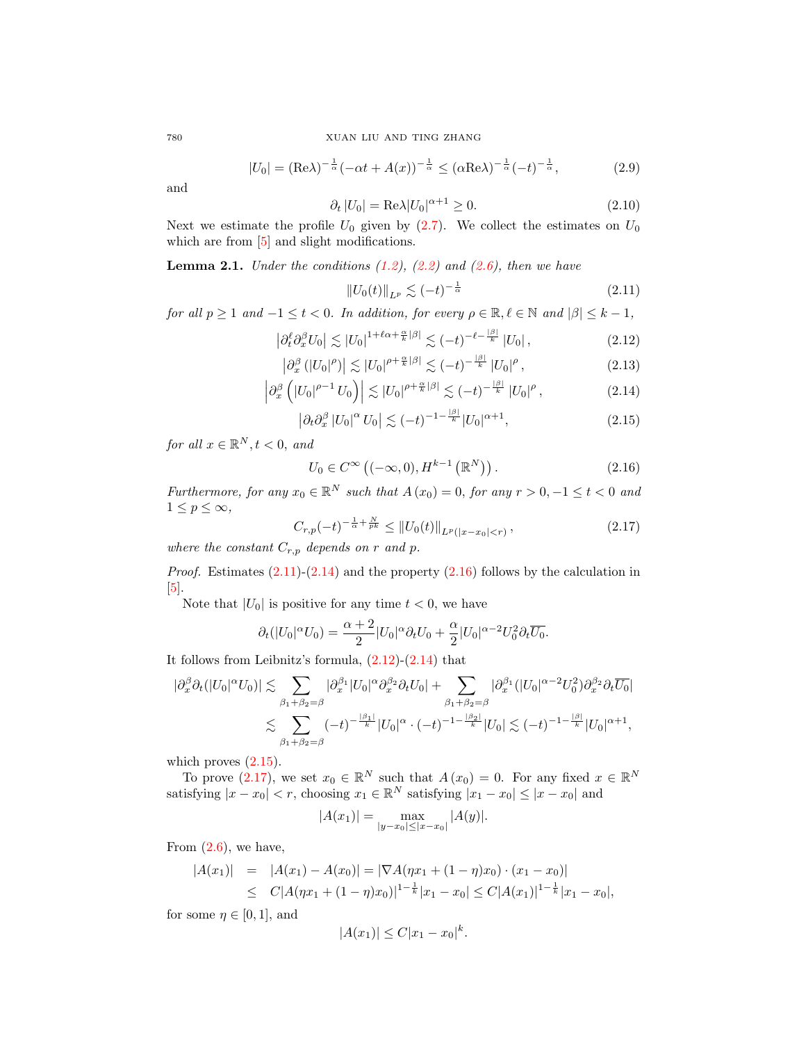$$|U_0| = (\mathrm{Re}\lambda)^{-\frac{1}{\alpha}}(-\alpha t + A(x))^{-\frac{1}{\alpha}} \le (\alpha \mathrm{Re}\lambda)^{-\frac{1}{\alpha}}(-t)^{-\frac{1}{\alpha}}, \tag{2.9}$$

and

$$\partial_t |U_0| = \mathrm{Re}\lambda |U_0|^{\alpha+1} \ge 0. \tag{2.10}$$

Next we estimate the profile $U_0$ given by (2.7). We collect the estimates on $U_0$ which are from [5] and slight modifications.

**Lemma 2.1.** *Under the conditions (1.2), (2.2) and (2.6), then we have*

$$\|U_0(t)\|_{L^p} \lesssim (-t)^{-\frac{1}{\alpha}} \tag{2.11}$$

*for all $p \ge 1$ and $-1 \le t < 0$. In addition, for every $\rho \in \mathbb{R}, \ell \in \mathbb{N}$ and $|\beta| \le k-1$,*

$$\left|\partial_t^\ell \partial_x^\beta U_0\right| \lesssim |U_0|^{1+\ell\alpha+\frac{\alpha}{k}|\beta|} \lesssim (-t)^{-\ell-\frac{|\beta|}{k}} |U_0|, \tag{2.12}$$

$$\left|\partial_x^\beta \left(|U_0|^\rho\right)\right| \lesssim |U_0|^{\rho+\frac{\alpha}{k}|\beta|} \lesssim (-t)^{-\frac{|\beta|}{k}} |U_0|^\rho, \tag{2.13}$$

$$\left|\partial_x^\beta \left(|U_0|^{\rho-1} U_0\right)\right| \lesssim |U_0|^{\rho+\frac{\alpha}{k}|\beta|} \lesssim (-t)^{-\frac{|\beta|}{k}} |U_0|^\rho, \tag{2.14}$$

$$\left|\partial_t \partial_x^\beta |U_0|^\alpha U_0\right| \lesssim (-t)^{-1-\frac{|\beta|}{k}} |U_0|^{\alpha+1}, \tag{2.15}$$

*for all $x \in \mathbb{R}^N, t < 0$, and*

$$U_0 \in C^\infty\left((-\infty, 0), H^{k-1}\left(\mathbb{R}^N\right)\right). \tag{2.16}$$

*Furthermore, for any $x_0 \in \mathbb{R}^N$ such that $A(x_0) = 0$, for any $r > 0, -1 \le t < 0$ and $1 \le p \le \infty$,*

$$C_{r,p}(-t)^{-\frac{1}{\alpha}+\frac{N}{pk}} \le \|U_0(t)\|_{L^p(|x-x_0|<r)}, \tag{2.17}$$

*where the constant $C_{r,p}$ depends on $r$ and $p$.*

*Proof.* Estimates (2.11)-(2.14) and the property (2.16) follows by the calculation in [5].

Note that $|U_0|$ is positive for any time $t < 0$, we have

$$\partial_t(|U_0|^\alpha U_0) = \frac{\alpha+2}{2}|U_0|^\alpha \partial_t U_0 + \frac{\alpha}{2}|U_0|^{\alpha-2} U_0^2 \partial_t \overline{U_0}.$$

It follows from Leibnitz's formula, (2.12)-(2.14) that

$$\begin{aligned}
|\partial_x^\beta \partial_t(|U_0|^\alpha U_0)| &\lesssim \sum_{\beta_1+\beta_2=\beta} |\partial_x^{\beta_1}|U_0|^\alpha \partial_x^{\beta_2}\partial_t U_0| + \sum_{\beta_1+\beta_2=\beta} |\partial_x^{\beta_1}(|U_0|^{\alpha-2}U_0^2)\partial_x^{\beta_2}\partial_t \overline{U_0}| \\
&\lesssim \sum_{\beta_1+\beta_2=\beta} (-t)^{-\frac{|\beta_1|}{k}}|U_0|^\alpha \cdot (-t)^{-1-\frac{|\beta_2|}{k}}|U_0| \lesssim (-t)^{-1-\frac{|\beta|}{k}}|U_0|^{\alpha+1},
\end{aligned}$$

which proves (2.15).

To prove (2.17), we set $x_0 \in \mathbb{R}^N$ such that $A(x_0) = 0$. For any fixed $x \in \mathbb{R}^N$ satisfying $|x - x_0| < r$, choosing $x_1 \in \mathbb{R}^N$ satisfying $|x_1 - x_0| \le |x - x_0|$ and

$$|A(x_1)| = \max_{|y-x_0| \le |x-x_0|} |A(y)|.$$

From (2.6), we have,

$$\begin{aligned}
|A(x_1)| &= |A(x_1) - A(x_0)| = |\nabla A(\eta x_1 + (1-\eta)x_0) \cdot (x_1 - x_0)| \\
&\le C|A(\eta x_1 + (1-\eta)x_0)|^{1-\frac{1}{k}}|x_1 - x_0| \le C|A(x_1)|^{1-\frac{1}{k}}|x_1 - x_0|,
\end{aligned}$$

for some $\eta \in [0,1]$, and

$$|A(x_1)| \le C|x_1 - x_0|^k.$$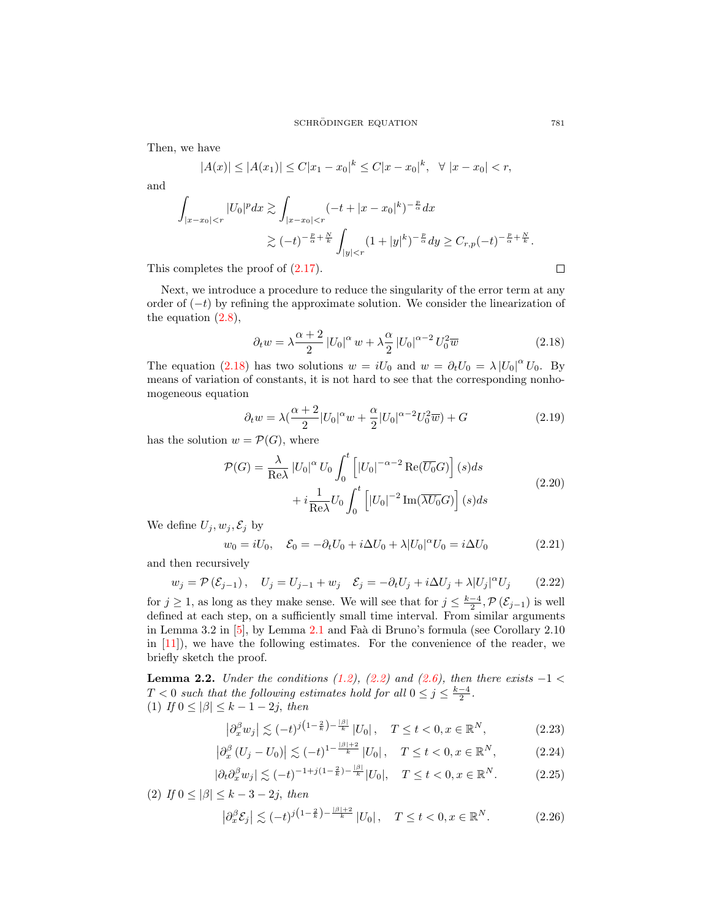Then, we have

$$|A(x)| \le |A(x_1)| \le C|x_1 - x_0|^k \le C|x - x_0|^k, \quad \forall\ |x - x_0| < r,$$

and

$$\int_{|x-x_0|<r} |U_0|^p dx \gtrsim \int_{|x-x_0|<r} (-t + |x - x_0|^k)^{-\frac{p}{\alpha}} dx$$
$$\gtrsim (-t)^{-\frac{p}{\alpha}+\frac{N}{k}} \int_{|y|<r} (1 + |y|^k)^{-\frac{p}{\alpha}} dy \ge C_{r,p}(-t)^{-\frac{p}{\alpha}+\frac{N}{k}}.$$

This completes the proof of (2.17). $\square$

Next, we introduce a procedure to reduce the singularity of the error term at any order of $(-t)$ by refining the approximate solution. We consider the linearization of the equation (2.8),

$$\partial_t w = \lambda \frac{\alpha+2}{2} |U_0|^\alpha w + \lambda \frac{\alpha}{2} |U_0|^{\alpha-2} U_0^2 \overline{w} \tag{2.18}$$

The equation (2.18) has two solutions $w = iU_0$ and $w = \partial_t U_0 = \lambda |U_0|^\alpha U_0$. By means of variation of constants, it is not hard to see that the corresponding nonhomogeneous equation

$$\partial_t w = \lambda(\frac{\alpha+2}{2}|U_0|^\alpha w + \frac{\alpha}{2}|U_0|^{\alpha-2}U_0^2\overline{w}) + G \tag{2.19}$$

has the solution $w = \mathcal{P}(G)$, where

$$\begin{aligned}\mathcal{P}(G) = \frac{\lambda}{\mathrm{Re}\lambda} |U_0|^\alpha U_0 \int_0^t \left[|U_0|^{-\alpha-2} \mathrm{Re}(\overline{U_0}G)\right](s)ds \\ + i\frac{1}{\mathrm{Re}\lambda} U_0 \int_0^t \left[|U_0|^{-2} \mathrm{Im}(\overline{\lambda U_0}G)\right](s)ds\end{aligned} \tag{2.20}$$

We define $U_j, w_j, \mathcal{E}_j$ by

$$w_0 = iU_0, \quad \mathcal{E}_0 = -\partial_t U_0 + i\Delta U_0 + \lambda|U_0|^\alpha U_0 = i\Delta U_0 \tag{2.21}$$

and then recursively

$$w_j = \mathcal{P}(\mathcal{E}_{j-1}), \quad U_j = U_{j-1} + w_j \quad \mathcal{E}_j = -\partial_t U_j + i\Delta U_j + \lambda|U_j|^\alpha U_j \tag{2.22}$$

for $j \ge 1$, as long as they make sense. We will see that for $j \le \frac{k-4}{2}$, $\mathcal{P}(\mathcal{E}_{j-1})$ is well defined at each step, on a sufficiently small time interval. From similar arguments in Lemma 3.2 in [5], by Lemma 2.1 and Faà di Bruno's formula (see Corollary 2.10 in [11]), we have the following estimates. For the convenience of the reader, we briefly sketch the proof.

**Lemma 2.2.** *Under the conditions (1.2), (2.2) and (2.6), then there exists $-1 < T < 0$ such that the following estimates hold for all $0 \le j \le \frac{k-4}{2}$.*
(1) *If $0 \le |\beta| \le k - 1 - 2j$, then*

$$\left|\partial_x^\beta w_j\right| \lesssim (-t)^{j\left(1-\frac{2}{k}\right)-\frac{|\beta|}{k}} |U_0|, \quad T \le t < 0, x \in \mathbb{R}^N, \tag{2.23}$$

$$\left|\partial_x^\beta (U_j - U_0)\right| \lesssim (-t)^{1-\frac{|\beta|+2}{k}} |U_0|, \quad T \le t < 0, x \in \mathbb{R}^N, \tag{2.24}$$

$$|\partial_t \partial_x^\beta w_j| \lesssim (-t)^{-1+j(1-\frac{2}{k})-\frac{|\beta|}{k}}|U_0|, \quad T \le t < 0, x \in \mathbb{R}^N. \tag{2.25}$$

(2) *If $0 \le |\beta| \le k - 3 - 2j$, then*

$$\left|\partial_x^\beta \mathcal{E}_j\right| \lesssim (-t)^{j\left(1-\frac{2}{k}\right)-\frac{|\beta|+2}{k}} |U_0|, \quad T \le t < 0, x \in \mathbb{R}^N. \tag{2.26}$$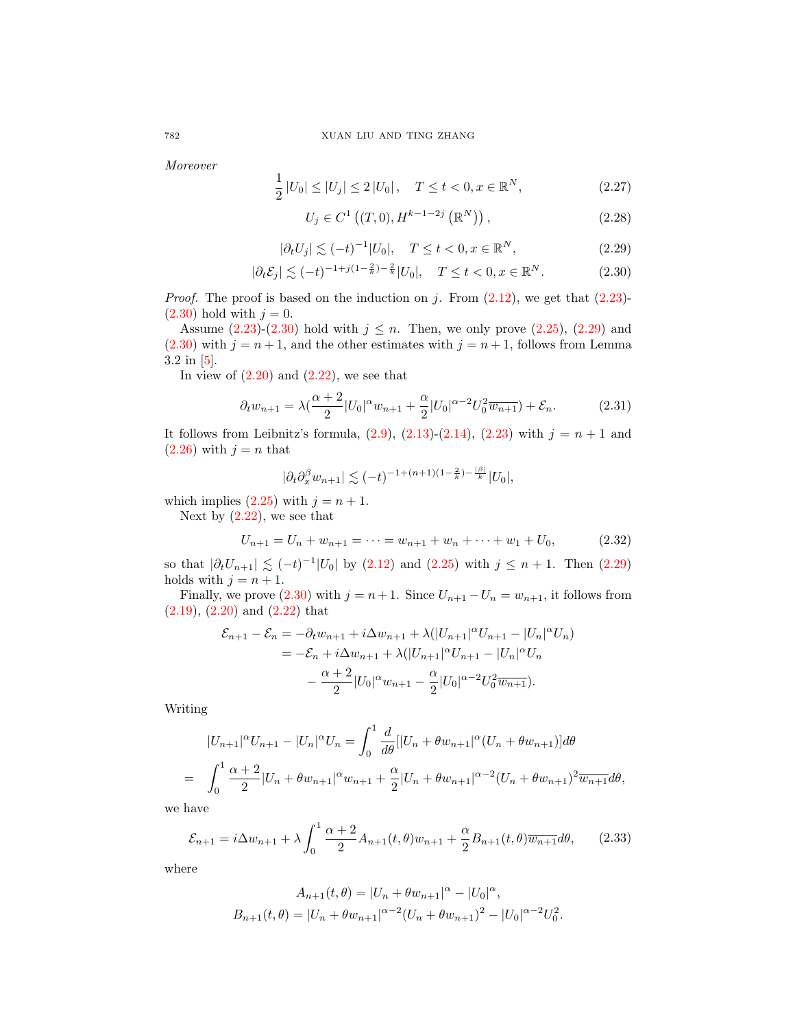*Moreover*

$$\frac{1}{2}\left|U_0\right| \le \left|U_j\right| \le 2\left|U_0\right|, \quad T \le t < 0, x \in \mathbb{R}^N, \tag{2.27}$$

$$U_j \in C^1\left((T,0), H^{k-1-2j}\left(\mathbb{R}^N\right)\right), \tag{2.28}$$

$$|\partial_t U_j| \lesssim (-t)^{-1}|U_0|, \quad T \le t < 0, x \in \mathbb{R}^N, \tag{2.29}$$

$$|\partial_t \mathcal{E}_j| \lesssim (-t)^{-1+j(1-\frac{2}{k})-\frac{2}{k}}|U_0|, \quad T \le t < 0, x \in \mathbb{R}^N. \tag{2.30}$$

*Proof.* The proof is based on the induction on $j$. From (2.12), we get that (2.23)-(2.30) hold with $j = 0$.

Assume (2.23)-(2.30) hold with $j \le n$. Then, we only prove (2.25), (2.29) and (2.30) with $j = n+1$, and the other estimates with $j = n+1$, follows from Lemma 3.2 in [5].

In view of (2.20) and (2.22), we see that

$$\partial_t w_{n+1} = \lambda\left(\frac{\alpha+2}{2}|U_0|^\alpha w_{n+1} + \frac{\alpha}{2}|U_0|^{\alpha-2}U_0^2\overline{w_{n+1}}\right) + \mathcal{E}_n. \tag{2.31}$$

It follows from Leibnitz's formula, (2.9), (2.13)-(2.14), (2.23) with $j = n+1$ and (2.26) with $j = n$ that

$$|\partial_t \partial_x^\beta w_{n+1}| \lesssim (-t)^{-1+(n+1)(1-\frac{2}{k})-\frac{|\beta|}{k}}|U_0|,$$

which implies (2.25) with $j = n+1$.

Next by (2.22), we see that

$$U_{n+1} = U_n + w_{n+1} = \cdots = w_{n+1} + w_n + \cdots + w_1 + U_0, \tag{2.32}$$

so that $|\partial_t U_{n+1}| \lesssim (-t)^{-1}|U_0|$ by (2.12) and (2.25) with $j \le n+1$. Then (2.29) holds with $j = n+1$.

Finally, we prove (2.30) with $j = n+1$. Since $U_{n+1} - U_n = w_{n+1}$, it follows from (2.19), (2.20) and (2.22) that

$$\begin{aligned}
\mathcal{E}_{n+1} - \mathcal{E}_n &= -\partial_t w_{n+1} + i\Delta w_{n+1} + \lambda(|U_{n+1}|^\alpha U_{n+1} - |U_n|^\alpha U_n) \\
&= -\mathcal{E}_n + i\Delta w_{n+1} + \lambda(|U_{n+1}|^\alpha U_{n+1} - |U_n|^\alpha U_n \\
&\quad - \frac{\alpha+2}{2}|U_0|^\alpha w_{n+1} - \frac{\alpha}{2}|U_0|^{\alpha-2}U_0^2\overline{w_{n+1}}).
\end{aligned}$$

Writing

$$\begin{aligned}
&|U_{n+1}|^\alpha U_{n+1} - |U_n|^\alpha U_n = \int_0^1 \frac{d}{d\theta}[|U_n + \theta w_{n+1}|^\alpha (U_n + \theta w_{n+1})]d\theta \\
= \quad &\int_0^1 \frac{\alpha+2}{2}|U_n + \theta w_{n+1}|^\alpha w_{n+1} + \frac{\alpha}{2}|U_n + \theta w_{n+1}|^{\alpha-2}(U_n + \theta w_{n+1})^2\overline{w_{n+1}}d\theta,
\end{aligned}$$

we have

$$\mathcal{E}_{n+1} = i\Delta w_{n+1} + \lambda\int_0^1 \frac{\alpha+2}{2}A_{n+1}(t,\theta)w_{n+1} + \frac{\alpha}{2}B_{n+1}(t,\theta)\overline{w_{n+1}}d\theta, \tag{2.33}$$

where

$$\begin{aligned}
A_{n+1}(t,\theta) &= |U_n + \theta w_{n+1}|^\alpha - |U_0|^\alpha, \\
B_{n+1}(t,\theta) &= |U_n + \theta w_{n+1}|^{\alpha-2}(U_n + \theta w_{n+1})^2 - |U_0|^{\alpha-2}U_0^2.
\end{aligned}$$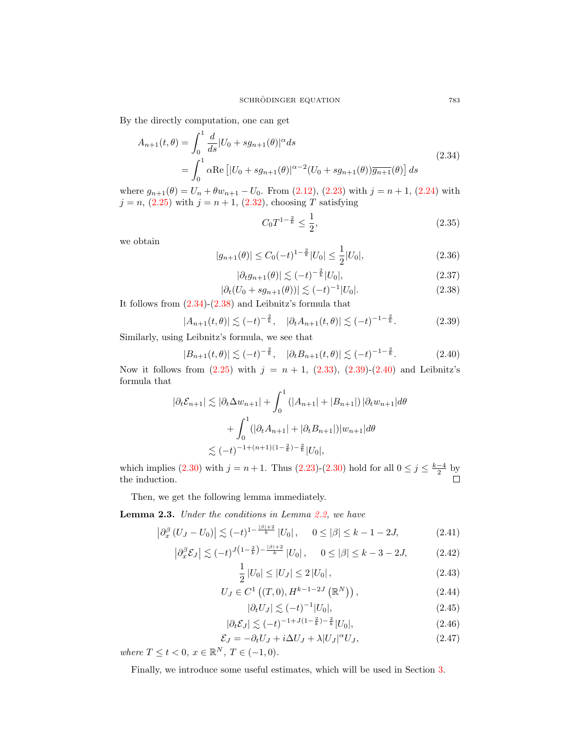By the directly computation, one can get

$$
\begin{aligned}
A_{n+1}(t,\theta) &= \int_0^1 \frac{d}{ds}|U_0 + sg_{n+1}(\theta)|^\alpha ds \\
&= \int_0^1 \alpha \mathrm{Re}\left[|U_0 + sg_{n+1}(\theta)|^{\alpha-2}(U_0 + sg_{n+1}(\theta))\overline{g_{n+1}}(\theta)\right] ds
\end{aligned}
\tag{2.34}
$$

where $g_{n+1}(\theta) = U_n + \theta w_{n+1} - U_0$. From (2.12), (2.23) with $j = n+1$, (2.24) with $j = n$, (2.25) with $j = n+1$, (2.32), choosing $T$ satisfying

$$
C_0 T^{1-\frac{2}{k}} \le \frac{1}{2}, \tag{2.35}
$$

we obtain

$$
|g_{n+1}(\theta)| \le C_0(-t)^{1-\frac{2}{k}}|U_0| \le \frac{1}{2}|U_0|, \tag{2.36}
$$

$$
|\partial_t g_{n+1}(\theta)| \lesssim (-t)^{-\frac{2}{k}}|U_0|, \tag{2.37}
$$

$$
|\partial_t(U_0 + sg_{n+1}(\theta))| \lesssim (-t)^{-1}|U_0|. \tag{2.38}
$$

It follows from (2.34)-(2.38) and Leibnitz's formula that

$$
|A_{n+1}(t,\theta)| \lesssim (-t)^{-\frac{2}{k}}, \quad |\partial_t A_{n+1}(t,\theta)| \lesssim (-t)^{-1-\frac{2}{k}}. \tag{2.39}
$$

Similarly, using Leibnitz's formula, we see that

$$
|B_{n+1}(t,\theta)| \lesssim (-t)^{-\frac{2}{k}}, \quad |\partial_t B_{n+1}(t,\theta)| \lesssim (-t)^{-1-\frac{2}{k}}. \tag{2.40}
$$

Now it follows from (2.25) with $j = n+1$, (2.33), (2.39)-(2.40) and Leibnitz's formula that

$$
\begin{aligned}
|\partial_t \mathcal{E}_{n+1}| &\lesssim |\partial_t \Delta w_{n+1}| + \int_0^1 (|A_{n+1}| + |B_{n+1}|)\,|\partial_t w_{n+1}| d\theta \\
&\quad + \int_0^1 (|\partial_t A_{n+1}| + |\partial_t B_{n+1}|)|w_{n+1}| d\theta \\
&\lesssim (-t)^{-1+(n+1)(1-\frac{2}{k})-\frac{2}{k}}|U_0|,
\end{aligned}
$$

which implies (2.30) with $j = n+1$. Thus (2.23)-(2.30) hold for all $0 \le j \le \frac{k-4}{2}$ by the induction. $\square$

Then, we get the following lemma immediately.

**Lemma 2.3.** *Under the conditions in Lemma 2.2, we have*

$$
\left|\partial_x^\beta (U_J - U_0)\right| \lesssim (-t)^{1-\frac{|\beta|+2}{k}}|U_0|, \qquad 0 \le |\beta| \le k-1-2J, \tag{2.41}
$$

$$
\left|\partial_x^\beta \mathcal{E}_J\right| \lesssim (-t)^{J\left(1-\frac{2}{k}\right)-\frac{|\beta|+2}{k}}|U_0|, \qquad 0 \le |\beta| \le k-3-2J, \tag{2.42}
$$

$$
\frac{1}{2}|U_0| \le |U_J| \le 2|U_0|, \tag{2.43}
$$

$$
U_J \in C^1\left((T,0), H^{k-1-2J}\left(\mathbb{R}^N\right)\right), \tag{2.44}
$$

$$
|\partial_t U_J| \lesssim (-t)^{-1}|U_0|, \tag{2.45}
$$

$$
|\partial_t \mathcal{E}_J| \lesssim (-t)^{-1+J(1-\frac{2}{k})-\frac{2}{k}}|U_0|, \tag{2.46}
$$

$$
\mathcal{E}_J = -\partial_t U_J + i\Delta U_J + \lambda |U_J|^\alpha U_J, \tag{2.47}
$$

*where* $T \le t < 0$, $x \in \mathbb{R}^N$, $T \in (-1,0)$.

Finally, we introduce some useful estimates, which will be used in Section 3.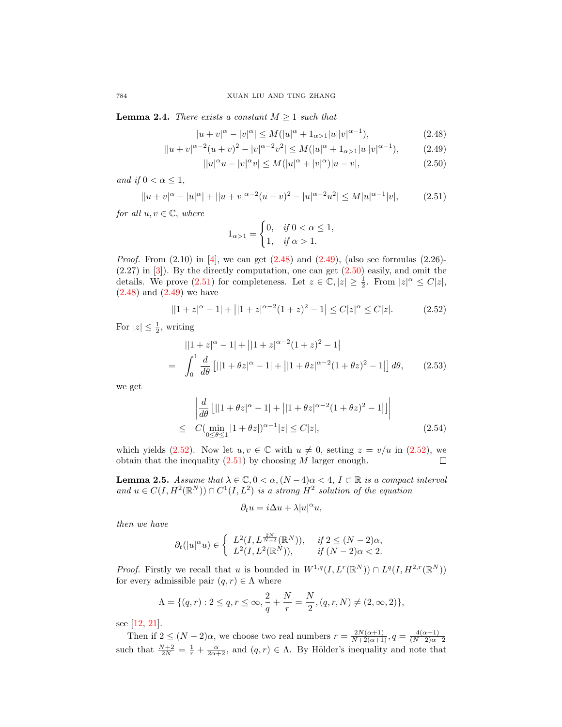**Lemma 2.4.** *There exists a constant $M \geq 1$ such that*

$$||u+v|^\alpha - |v|^\alpha| \leq M(|u|^\alpha + 1_{\alpha>1}|u||v|^{\alpha-1}), \tag{2.48}$$

$$||u+v|^{\alpha-2}(u+v)^2 - |v|^{\alpha-2}v^2| \leq M(|u|^\alpha + 1_{\alpha>1}|u||v|^{\alpha-1}), \tag{2.49}$$

$$||u|^\alpha u - |v|^\alpha v| \leq M(|u|^\alpha + |v|^\alpha)|u-v|, \tag{2.50}$$

*and if $0 < \alpha \leq 1$,*

$$||u+v|^\alpha - |u|^\alpha| + ||u+v|^{\alpha-2}(u+v)^2 - |u|^{\alpha-2}u^2| \leq M|u|^{\alpha-1}|v|, \tag{2.51}$$

*for all $u, v \in \mathbb{C}$, where*

$$1_{\alpha>1} = \begin{cases} 0, & \text{if } 0 < \alpha \leq 1, \\ 1, & \text{if } \alpha > 1. \end{cases}$$

*Proof.* From (2.10) in [4], we can get (2.48) and (2.49), (also see formulas (2.26)-(2.27) in [3]). By the directly computation, one can get (2.50) easily, and omit the details. We prove (2.51) for completeness. Let $z \in \mathbb{C}, |z| \geq \frac{1}{2}$. From $|z|^\alpha \leq C|z|$, (2.48) and (2.49) we have

$$||1+z|^\alpha - 1| + \left||1+z|^{\alpha-2}(1+z)^2 - 1\right| \leq C|z|^\alpha \leq C|z|. \tag{2.52}$$

For $|z| \leq \frac{1}{2}$, writing

$$\begin{aligned} & ||1+z|^\alpha - 1| + \left||1+z|^{\alpha-2}(1+z)^2 - 1\right| \\ = & \int_0^1 \frac{d}{d\theta}\left[||1+\theta z|^\alpha - 1| + \left||1+\theta z|^{\alpha-2}(1+\theta z)^2 - 1\right|\right] d\theta, \end{aligned} \tag{2.53}$$

we get

$$\begin{aligned} & \left|\frac{d}{d\theta}\left[||1+\theta z|^\alpha - 1| + \left||1+\theta z|^{\alpha-2}(1+\theta z)^2 - 1\right|\right]\right| \\ \leq & \ C(\min_{0\leq\theta\leq 1}|1+\theta z|)^{\alpha-1}|z| \leq C|z|, \end{aligned} \tag{2.54}$$

which yields (2.52). Now let $u, v \in \mathbb{C}$ with $u \neq 0$, setting $z = v/u$ in (2.52), we obtain that the inequality (2.51) by choosing $M$ larger enough. $\square$

**Lemma 2.5.** *Assume that $\lambda \in \mathbb{C}, 0 < \alpha, (N-4)\alpha < 4$, $I \subset \mathbb{R}$ is a compact interval and $u \in C(I, H^2(\mathbb{R}^N)) \cap C^1(I, L^2)$ is a strong $H^2$ solution of the equation*

$$\partial_t u = i\Delta u + \lambda|u|^\alpha u,$$

*then we have*

$$\partial_t(|u|^\alpha u) \in \begin{cases} L^2(I, L^{\frac{2N}{N+2}}(\mathbb{R}^N)), & \text{if } 2 \leq (N-2)\alpha, \\ L^2(I, L^2(\mathbb{R}^N)), & \text{if } (N-2)\alpha < 2. \end{cases}$$

*Proof.* Firstly we recall that $u$ is bounded in $W^{1,q}(I, L^r(\mathbb{R}^N)) \cap L^q(I, H^{2,r}(\mathbb{R}^N))$ for every admissible pair $(q,r) \in \Lambda$ where

$$\Lambda = \{(q,r) : 2 \leq q, r \leq \infty, \frac{2}{q} + \frac{N}{r} = \frac{N}{2}, (q,r,N) \neq (2,\infty,2)\},$$

see [12, 21].

Then if $2 \leq (N-2)\alpha$, we choose two real numbers $r = \frac{2N(\alpha+1)}{N+2(\alpha+1)}, q = \frac{4(\alpha+1)}{(N-2)\alpha-2}$ such that $\frac{N+2}{2N} = \frac{1}{r} + \frac{\alpha}{2\alpha+2}$, and $(q,r) \in \Lambda$. By Hölder's inequality and note that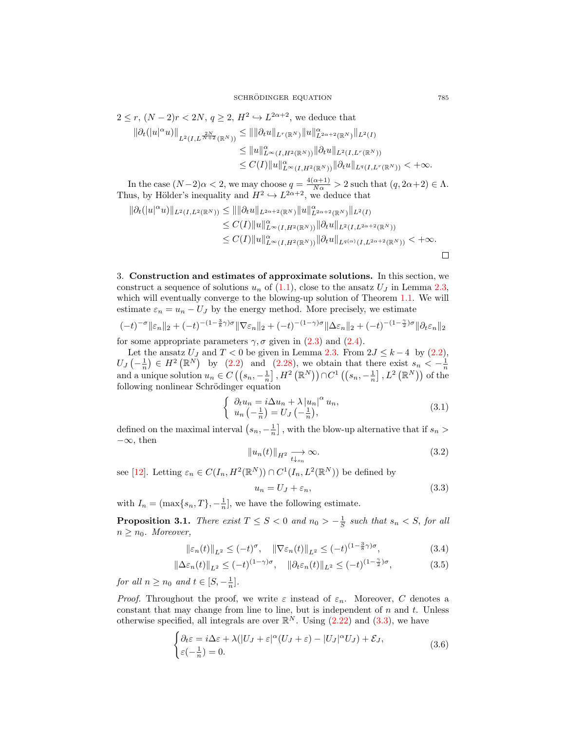$2 \le r$, $(N-2)r < 2N$, $q \ge 2$, $H^2 \hookrightarrow L^{2\alpha+2}$, we deduce that

$$
\begin{aligned}
\|\partial_t(|u|^\alpha u)\|_{L^2(I,L^{\frac{2N}{N+2}}(\mathbb{R}^N))} &\le \|\|\partial_t u\|_{L^r(\mathbb{R}^N)}\|u\|^\alpha_{L^{2\alpha+2}(\mathbb{R}^N)}\|_{L^2(I)} \\
&\le \|u\|^\alpha_{L^\infty(I,H^2(\mathbb{R}^N))}\|\partial_t u\|_{L^2(I,L^r(\mathbb{R}^N))} \\
&\le C(I)\|u\|^\alpha_{L^\infty(I,H^2(\mathbb{R}^N))}\|\partial_t u\|_{L^q(I,L^r(\mathbb{R}^N))} < +\infty.
\end{aligned}
$$

In the case $(N-2)\alpha < 2$, we may choose $q = \frac{4(\alpha+1)}{N\alpha} > 2$ such that $(q, 2\alpha+2) \in \Lambda$. Thus, by Hölder's inequality and $H^2 \hookrightarrow L^{2\alpha+2}$, we deduce that

$$
\begin{aligned}
\|\partial_t(|u|^\alpha u)\|_{L^2(I,L^2(\mathbb{R}^N))} &\le \|\|\partial_t u\|_{L^{2\alpha+2}(\mathbb{R}^N)}\|u\|^\alpha_{L^{2\alpha+2}(\mathbb{R}^N)}\|_{L^2(I)} \\
&\le C(I)\|u\|^\alpha_{L^\infty(I,H^2(\mathbb{R}^N))}\|\partial_t u\|_{L^2(I,L^{2\alpha+2}(\mathbb{R}^N))} \\
&\le C(I)\|u\|^\alpha_{L^\infty(I,H^2(\mathbb{R}^N))}\|\partial_t u\|_{L^{q(\alpha)}(I,L^{2\alpha+2}(\mathbb{R}^N))} < +\infty.
\end{aligned}
$$

□

## 3. Construction and estimates of approximate solutions.

In this section, we construct a sequence of solutions $u_n$ of (1.1), close to the ansatz $U_J$ in Lemma 2.3, which will eventually converge to the blowing-up solution of Theorem 1.1. We will estimate $\varepsilon_n = u_n - U_J$ by the energy method. More precisely, we estimate

$$
(-t)^{-\sigma}\|\varepsilon_n\|_2 + (-t)^{-(1-\frac{3}{8}\gamma)\sigma}\|\nabla\varepsilon_n\|_2 + (-t)^{-(1-\gamma)\sigma}\|\Delta\varepsilon_n\|_2 + (-t)^{-(1-\frac{\gamma}{2})\sigma}\|\partial_t\varepsilon_n\|_2
$$

for some appropriate parameters $\gamma, \sigma$ given in (2.3) and (2.4).

Let the ansatz $U_J$ and $T < 0$ be given in Lemma 2.3. From $2J \le k-4$ by (2.2), $U_J\left(-\frac{1}{n}\right) \in H^2\left(\mathbb{R}^N\right)$ by (2.2) and (2.28), we obtain that there exist $s_n < -\frac{1}{n}$ and a unique solution $u_n \in C\left(\left(s_n, -\frac{1}{n}\right], H^2\left(\mathbb{R}^N\right)\right) \cap C^1\left(\left(s_n, -\frac{1}{n}\right], L^2\left(\mathbb{R}^N\right)\right)$ of the following nonlinear Schrödinger equation

$$
\begin{cases}
\partial_t u_n = i\Delta u_n + \lambda\left|u_n\right|^\alpha u_n, \\
u_n\left(-\frac{1}{n}\right) = U_J\left(-\frac{1}{n}\right),
\end{cases}
\tag{3.1}
$$

defined on the maximal interval $\left(s_n, -\frac{1}{n}\right]$, with the blow-up alternative that if $s_n > -\infty$, then

$$
\|u_n(t)\|_{H^2} \underset{t \downarrow s_n}{\longrightarrow} \infty. \tag{3.2}
$$

see [12]. Letting $\varepsilon_n \in C(I_n, H^2(\mathbb{R}^N)) \cap C^1(I_n, L^2(\mathbb{R}^N))$ be defined by

$$
u_n = U_J + \varepsilon_n, \tag{3.3}
$$

with $I_n = (\max\{s_n, T\}, -\frac{1}{n}]$, we have the following estimate.

**Proposition 3.1.** *There exist $T \le S < 0$ and $n_0 > -\frac{1}{S}$ such that $s_n < S$, for all $n \ge n_0$. Moreover,*

$$
\|\varepsilon_n(t)\|_{L^2} \le (-t)^\sigma, \quad \|\nabla\varepsilon_n(t)\|_{L^2} \le (-t)^{(1-\frac{3}{8}\gamma)\sigma}, \tag{3.4}
$$

$$
\|\Delta\varepsilon_n(t)\|_{L^2} \le (-t)^{(1-\gamma)\sigma}, \quad \|\partial_t\varepsilon_n(t)\|_{L^2} \le (-t)^{(1-\frac{\gamma}{2})\sigma}, \tag{3.5}
$$

*for all $n \ge n_0$ and $t \in [S, -\frac{1}{n}]$.*

*Proof.* Throughout the proof, we write $\varepsilon$ instead of $\varepsilon_n$. Moreover, $C$ denotes a constant that may change from line to line, but is independent of $n$ and $t$. Unless otherwise specified, all integrals are over $\mathbb{R}^N$. Using (2.22) and (3.3), we have

$$
\begin{cases}
\partial_t\varepsilon = i\Delta\varepsilon + \lambda(|U_J+\varepsilon|^\alpha(U_J+\varepsilon) - |U_J|^\alpha U_J) + \mathcal{E}_J, \\
\varepsilon(-\frac{1}{n}) = 0.
\end{cases}
\tag{3.6}
$$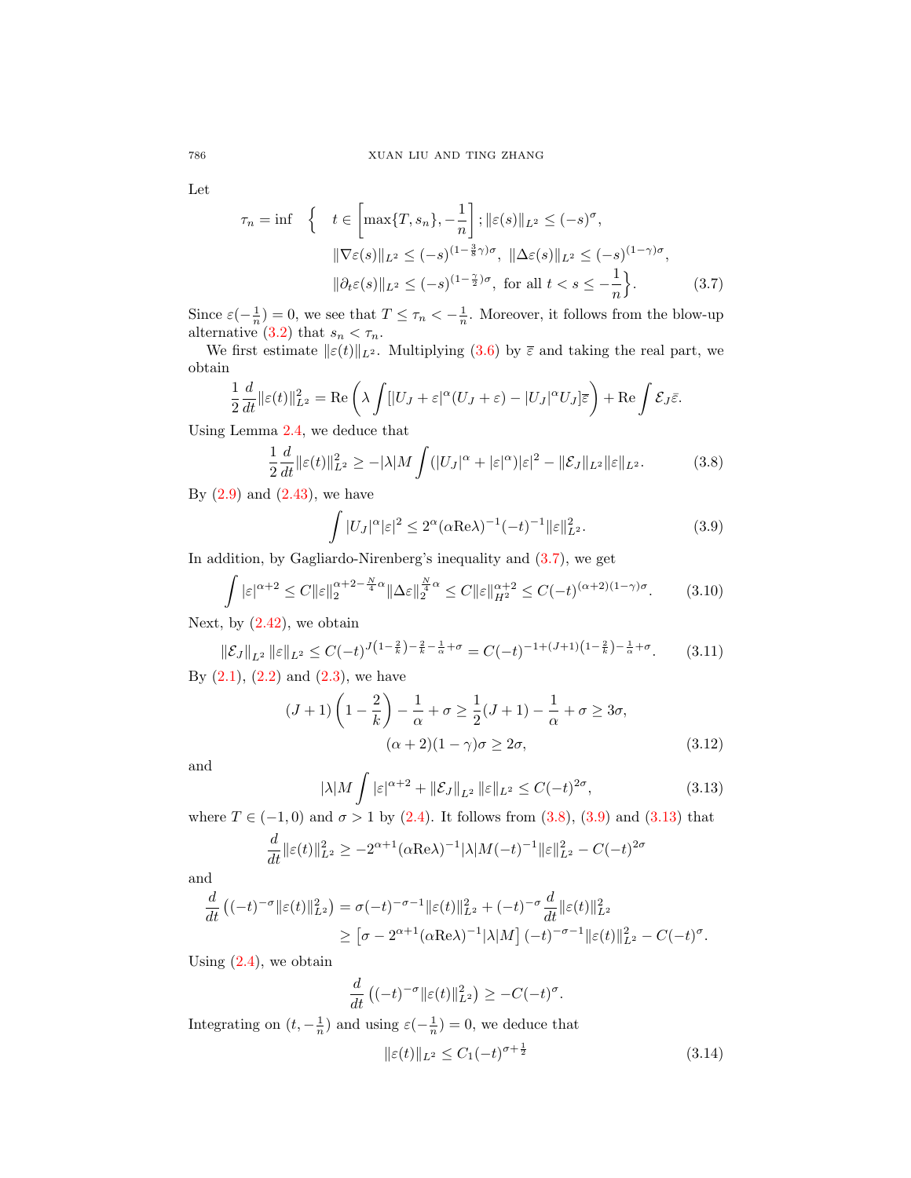Let

$$
\begin{aligned}
\tau_n = \inf \quad \Big\{ \quad & t \in \left[\max\{T, s_n\}, -\frac{1}{n}\right]; \|\varepsilon(s)\|_{L^2} \le (-s)^{\sigma}, \\
& \|\nabla \varepsilon(s)\|_{L^2} \le (-s)^{(1-\frac{3}{8}\gamma)\sigma},\ \|\Delta \varepsilon(s)\|_{L^2} \le (-s)^{(1-\gamma)\sigma}, \\
& \|\partial_t \varepsilon(s)\|_{L^2} \le (-s)^{(1-\frac{7}{2})\sigma},\ \text{for all } t < s \le -\frac{1}{n}\Big\}. \qquad (3.7)
\end{aligned}
$$

Since $\varepsilon(-\frac{1}{n}) = 0$, we see that $T \le \tau_n < -\frac{1}{n}$. Moreover, it follows from the blow-up alternative (3.2) that $s_n < \tau_n$.

We first estimate $\|\varepsilon(t)\|_{L^2}$. Multiplying (3.6) by $\overline{\varepsilon}$ and taking the real part, we obtain

$$
\frac{1}{2}\frac{d}{dt}\|\varepsilon(t)\|_{L^2}^2 = \mathrm{Re}\left(\lambda \int [|U_J+\varepsilon|^{\alpha}(U_J+\varepsilon) - |U_J|^{\alpha}U_J]\overline{\varepsilon}\right) + \mathrm{Re}\int \mathcal{E}_J\bar{\varepsilon}.
$$

Using Lemma 2.4, we deduce that

$$
\frac{1}{2}\frac{d}{dt}\|\varepsilon(t)\|_{L^2}^2 \ge -|\lambda| M \int (|U_J|^{\alpha} + |\varepsilon|^{\alpha})|\varepsilon|^2 - \|\mathcal{E}_J\|_{L^2}\|\varepsilon\|_{L^2}. \qquad (3.8)
$$

By (2.9) and (2.43), we have

$$
\int |U_J|^{\alpha}|\varepsilon|^2 \le 2^{\alpha}(\alpha \mathrm{Re}\lambda)^{-1}(-t)^{-1}\|\varepsilon\|_{L^2}^2. \qquad (3.9)
$$

In addition, by Gagliardo-Nirenberg's inequality and (3.7), we get

$$
\int |\varepsilon|^{\alpha+2} \le C\|\varepsilon\|_2^{\alpha+2-\frac{N}{4}\alpha}\|\Delta\varepsilon\|_2^{\frac{N}{4}\alpha} \le C\|\varepsilon\|_{H^2}^{\alpha+2} \le C(-t)^{(\alpha+2)(1-\gamma)\sigma}. \qquad (3.10)
$$

Next, by (2.42), we obtain

$$
\|\mathcal{E}_J\|_{L^2}\,\|\varepsilon\|_{L^2} \le C(-t)^{J\left(1-\frac{2}{k}\right)-\frac{2}{k}-\frac{1}{\alpha}+\sigma} = C(-t)^{-1+(J+1)\left(1-\frac{2}{k}\right)-\frac{1}{\alpha}+\sigma}. \qquad (3.11)
$$

By (2.1), (2.2) and (2.3), we have

$$
\begin{aligned}
(J+1)\left(1-\frac{2}{k}\right) - \frac{1}{\alpha} + \sigma \ge \frac{1}{2}(J+1) - \frac{1}{\alpha} + \sigma \ge 3\sigma,& \\
(\alpha+2)(1-\gamma)\sigma \ge 2\sigma,& \qquad (3.12)
\end{aligned}
$$

and

$$
|\lambda| M \int |\varepsilon|^{\alpha+2} + \|\mathcal{E}_J\|_{L^2}\,\|\varepsilon\|_{L^2} \le C(-t)^{2\sigma}, \qquad (3.13)
$$

where $T \in (-1,0)$ and $\sigma > 1$ by (2.4). It follows from (3.8), (3.9) and (3.13) that

$$
\frac{d}{dt}\|\varepsilon(t)\|_{L^2}^2 \ge -2^{\alpha+1}(\alpha\mathrm{Re}\lambda)^{-1}|\lambda| M(-t)^{-1}\|\varepsilon\|_{L^2}^2 - C(-t)^{2\sigma}
$$

and

$$
\begin{aligned}
\frac{d}{dt}\left((-t)^{-\sigma}\|\varepsilon(t)\|_{L^2}^2\right) &= \sigma(-t)^{-\sigma-1}\|\varepsilon(t)\|_{L^2}^2 + (-t)^{-\sigma}\frac{d}{dt}\|\varepsilon(t)\|_{L^2}^2 \\
&\ge \left[\sigma - 2^{\alpha+1}(\alpha\mathrm{Re}\lambda)^{-1}|\lambda| M\right](-t)^{-\sigma-1}\|\varepsilon(t)\|_{L^2}^2 - C(-t)^{\sigma}.
\end{aligned}
$$

Using (2.4), we obtain

$$
\frac{d}{dt}\left((-t)^{-\sigma}\|\varepsilon(t)\|_{L^2}^2\right) \ge -C(-t)^{\sigma}.
$$

Integrating on $(t, -\frac{1}{n})$ and using $\varepsilon(-\frac{1}{n}) = 0$, we deduce that

$$
\|\varepsilon(t)\|_{L^2} \le C_1(-t)^{\sigma+\frac{1}{2}} \qquad (3.14)
$$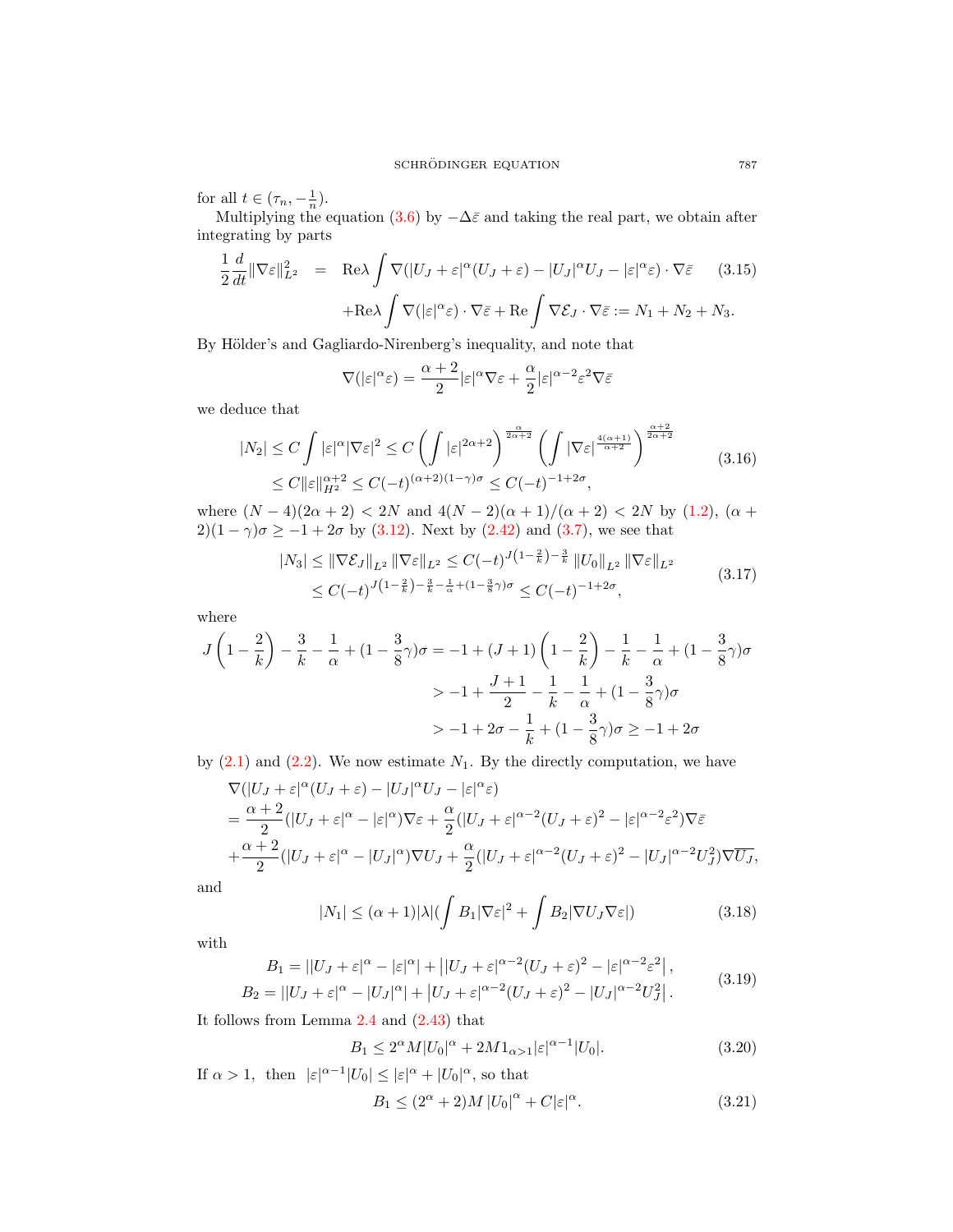for all $t \in (\tau_n, -\frac{1}{n})$.

Multiplying the equation (3.6) by $-\Delta\bar{\varepsilon}$ and taking the real part, we obtain after integrating by parts

$$
\begin{aligned}
\frac{1}{2}\frac{d}{dt}\|\nabla\varepsilon\|_{L^2}^2 \quad &= \quad \mathrm{Re}\lambda\int\nabla(|U_J+\varepsilon|^\alpha(U_J+\varepsilon)-|U_J|^\alpha U_J-|\varepsilon|^\alpha\varepsilon)\cdot\nabla\bar{\varepsilon} \qquad (3.15)\\
&\quad +\mathrm{Re}\lambda\int\nabla(|\varepsilon|^\alpha\varepsilon)\cdot\nabla\bar{\varepsilon}+\mathrm{Re}\int\nabla\mathcal{E}_J\cdot\nabla\bar{\varepsilon}:=N_1+N_2+N_3.
\end{aligned}
$$

By Hölder's and Gagliardo-Nirenberg's inequality, and note that

$$
\nabla(|\varepsilon|^\alpha\varepsilon)=\frac{\alpha+2}{2}|\varepsilon|^\alpha\nabla\varepsilon+\frac{\alpha}{2}|\varepsilon|^{\alpha-2}\varepsilon^2\nabla\bar{\varepsilon}
$$

we deduce that

$$
\begin{aligned}
|N_2| &\le C\int|\varepsilon|^\alpha|\nabla\varepsilon|^2\le C\left(\int|\varepsilon|^{2\alpha+2}\right)^{\frac{\alpha}{2\alpha+2}}\left(\int|\nabla\varepsilon|^{\frac{4(\alpha+1)}{\alpha+2}}\right)^{\frac{\alpha+2}{2\alpha+2}}\\
&\le C\|\varepsilon\|_{H^2}^{\alpha+2}\le C(-t)^{(\alpha+2)(1-\gamma)\sigma}\le C(-t)^{-1+2\sigma},
\end{aligned}
\tag{3.16}
$$

where $(N-4)(2\alpha+2)<2N$ and $4(N-2)(\alpha+1)/(\alpha+2)<2N$ by (1.2), $(\alpha+2)(1-\gamma)\sigma\ge -1+2\sigma$ by (3.12). Next by (2.42) and (3.7), we see that

$$
\begin{aligned}
|N_3| &\le \|\nabla\mathcal{E}_J\|_{L^2}\|\nabla\varepsilon\|_{L^2}\le C(-t)^{J\left(1-\frac{2}{k}\right)-\frac{3}{k}}\|U_0\|_{L^2}\|\nabla\varepsilon\|_{L^2}\\
&\le C(-t)^{J\left(1-\frac{2}{k}\right)-\frac{3}{k}-\frac{1}{\alpha}+(1-\frac{3}{8}\gamma)\sigma}\le C(-t)^{-1+2\sigma},
\end{aligned}
\tag{3.17}
$$

where

$$
\begin{aligned}
J\left(1-\frac{2}{k}\right)-\frac{3}{k}-\frac{1}{\alpha}+(1-\frac{3}{8}\gamma)\sigma &= -1+(J+1)\left(1-\frac{2}{k}\right)-\frac{1}{k}-\frac{1}{\alpha}+(1-\frac{3}{8}\gamma)\sigma\\
&> -1+\frac{J+1}{2}-\frac{1}{k}-\frac{1}{\alpha}+(1-\frac{3}{8}\gamma)\sigma\\
&> -1+2\sigma-\frac{1}{k}+(1-\frac{3}{8}\gamma)\sigma\ge -1+2\sigma
\end{aligned}
$$

by (2.1) and (2.2). We now estimate $N_1$. By the directly computation, we have

$$
\begin{aligned}
&\nabla(|U_J+\varepsilon|^\alpha(U_J+\varepsilon)-|U_J|^\alpha U_J-|\varepsilon|^\alpha\varepsilon)\\
&=\frac{\alpha+2}{2}(|U_J+\varepsilon|^\alpha-|\varepsilon|^\alpha)\nabla\varepsilon+\frac{\alpha}{2}(|U_J+\varepsilon|^{\alpha-2}(U_J+\varepsilon)^2-|\varepsilon|^{\alpha-2}\varepsilon^2)\nabla\bar{\varepsilon}\\
&+\frac{\alpha+2}{2}(|U_J+\varepsilon|^\alpha-|U_J|^\alpha)\nabla U_J+\frac{\alpha}{2}(|U_J+\varepsilon|^{\alpha-2}(U_J+\varepsilon)^2-|U_J|^{\alpha-2}U_J^2)\nabla\overline{U_J},
\end{aligned}
$$

and

$$
|N_1|\le(\alpha+1)|\lambda|\left(\int B_1|\nabla\varepsilon|^2+\int B_2|\nabla U_J\nabla\varepsilon|\right) \tag{3.18}
$$

with

$$
\begin{aligned}
B_1 &= ||U_J+\varepsilon|^\alpha-|\varepsilon|^\alpha|+\left||U_J+\varepsilon|^{\alpha-2}(U_J+\varepsilon)^2-|\varepsilon|^{\alpha-2}\varepsilon^2\right|,\\
B_2 &= ||U_J+\varepsilon|^\alpha-|U_J|^\alpha|+\left|U_J+\varepsilon|^{\alpha-2}(U_J+\varepsilon)^2-|U_J|^{\alpha-2}U_J^2\right|.
\end{aligned}
\tag{3.19}
$$

It follows from Lemma 2.4 and (2.43) that

$$
B_1\le 2^\alpha M|U_0|^\alpha+2M1_{\alpha>1}|\varepsilon|^{\alpha-1}|U_0|. \tag{3.20}
$$

If $\alpha>1$, then $|\varepsilon|^{\alpha-1}|U_0|\le|\varepsilon|^\alpha+|U_0|^\alpha$, so that

$$
B_1\le(2^\alpha+2)M\,|U_0|^\alpha+C|\varepsilon|^\alpha. \tag{3.21}
$$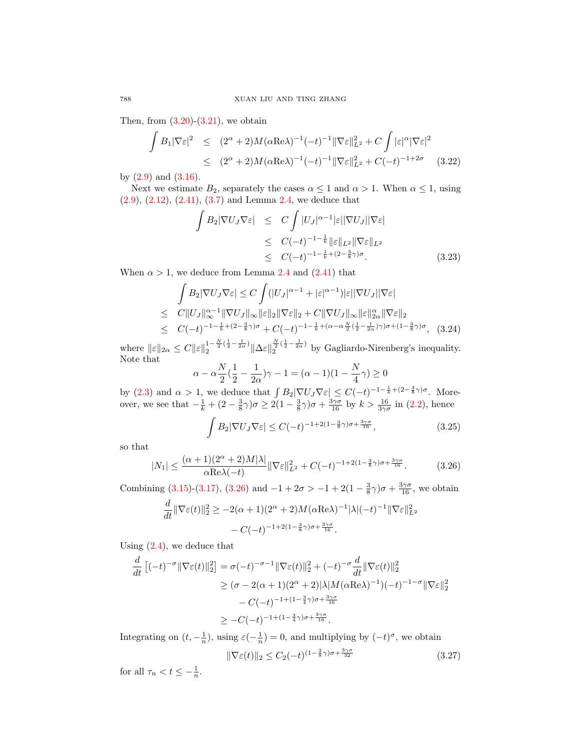Then, from (3.20)-(3.21), we obtain

$$\begin{aligned}\int B_1|\nabla\varepsilon|^2 &\leq (2^\alpha+2)M(\alpha\mathrm{Re}\lambda)^{-1}(-t)^{-1}\|\nabla\varepsilon\|_{L^2}^2 + C\int|\varepsilon|^\alpha|\nabla\varepsilon|^2\\ &\leq (2^\alpha+2)M(\alpha\mathrm{Re}\lambda)^{-1}(-t)^{-1}\|\nabla\varepsilon\|_{L^2}^2 + C(-t)^{-1+2\sigma} \qquad (3.22)\end{aligned}$$

by (2.9) and (3.16).

Next we estimate $B_2$, separately the cases $\alpha\leq 1$ and $\alpha>1$. When $\alpha\leq 1$, using (2.9), (2.12), (2.41), (3.7) and Lemma 2.4, we deduce that

$$\begin{aligned}\int B_2|\nabla U_J\nabla\varepsilon| &\leq C\int|U_J|^{\alpha-1}|\varepsilon||\nabla U_J||\nabla\varepsilon|\\ &\leq C(-t)^{-1-\frac{1}{k}}\|\varepsilon\|_{L^2}\|\nabla\varepsilon\|_{L^2}\\ &\leq C(-t)^{-1-\frac{1}{k}+(2-\frac{3}{8}\gamma)\sigma}. \qquad (3.23)\end{aligned}$$

When $\alpha>1$, we deduce from Lemma 2.4 and (2.41) that

$$\begin{aligned}&\int B_2|\nabla U_J\nabla\varepsilon| \leq C\int(|U_J|^{\alpha-1}+|\varepsilon|^{\alpha-1})|\varepsilon||\nabla U_J||\nabla\varepsilon|\\ \leq\ & C\|U_J\|_\infty^{\alpha-1}\|\nabla U_J\|_\infty\|\varepsilon\|_2\|\nabla\varepsilon\|_2 + C\|\nabla U_J\|_\infty\|\varepsilon\|_{2\alpha}^\alpha\|\nabla\varepsilon\|_2\\ \leq\ & C(-t)^{-1-\frac{1}{k}+(2-\frac{3}{8}\gamma)\sigma} + C(-t)^{-1-\frac{1}{k}+(\alpha-\alpha\frac{N}{2}(\frac{1}{2}-\frac{1}{2\alpha})\gamma)\sigma+(1-\frac{3}{8}\gamma)\sigma}, \quad (3.24)\end{aligned}$$

where $\|\varepsilon\|_{2\alpha}\leq C\|\varepsilon\|_2^{1-\frac{N}{2}(\frac{1}{2}-\frac{1}{2\alpha})}\|\Delta\varepsilon\|_2^{\frac{N}{2}(\frac{1}{2}-\frac{1}{2\alpha})}$ by Gagliardo-Nirenberg's inequality. Note that

$$\alpha-\alpha\frac{N}{2}(\frac{1}{2}-\frac{1}{2\alpha})\gamma-1=(\alpha-1)(1-\frac{N}{4}\gamma)\geq 0$$

by (2.3) and $\alpha>1$, we deduce that $\int B_2|\nabla U_J\nabla\varepsilon|\leq C(-t)^{-1-\frac{1}{k}+(2-\frac{3}{8}\gamma)\sigma}$. Moreover, we see that $-\frac{1}{k}+(2-\frac{3}{8}\gamma)\sigma\geq 2(1-\frac{3}{8}\gamma)\sigma+\frac{3\gamma\sigma}{16}$ by $k>\frac{16}{3\gamma\sigma}$ in (2.2), hence

$$\int B_2|\nabla U_J\nabla\varepsilon|\leq C(-t)^{-1+2(1-\frac{3}{8}\gamma)\sigma+\frac{3\gamma\sigma}{16}}, \qquad (3.25)$$

so that

$$|N_1|\leq\frac{(\alpha+1)(2^\alpha+2)M|\lambda|}{\alpha\mathrm{Re}\lambda(-t)}\|\nabla\varepsilon\|_{L^2}^2+C(-t)^{-1+2(1-\frac{3}{8}\gamma)\sigma+\frac{3\gamma\sigma}{16}}. \qquad (3.26)$$

Combining (3.15)-(3.17), (3.26) and $-1+2\sigma>-1+2(1-\frac{3}{8}\gamma)\sigma+\frac{3\gamma\sigma}{16}$, we obtain

$$\begin{aligned}\frac{d}{dt}\|\nabla\varepsilon(t)\|_2^2 \geq\ & -2(\alpha+1)(2^\alpha+2)M(\alpha\mathrm{Re}\lambda)^{-1}|\lambda|(-t)^{-1}\|\nabla\varepsilon\|_{L^2}^2\\ & - C(-t)^{-1+2(1-\frac{3}{8}\gamma)\sigma+\frac{3\gamma\sigma}{16}}.\end{aligned}$$

Using (2.4), we deduce that

$$\begin{aligned}\frac{d}{dt}\left[(-t)^{-\sigma}\|\nabla\varepsilon(t)\|_2^2\right] &= \sigma(-t)^{-\sigma-1}\|\nabla\varepsilon(t)\|_2^2+(-t)^{-\sigma}\frac{d}{dt}\|\nabla\varepsilon(t)\|_2^2\\ &\geq (\sigma-2(\alpha+1)(2^\alpha+2)|\lambda|M(\alpha\mathrm{Re}\lambda)^{-1})(-t)^{-1-\sigma}\|\nabla\varepsilon\|_2^2\\ &\quad - C(-t)^{-1+(1-\frac{3}{4}\gamma)\sigma+\frac{3\gamma\sigma}{16}}\\ &\geq -C(-t)^{-1+(1-\frac{3}{4}\gamma)\sigma+\frac{3\gamma\sigma}{16}}.\end{aligned}$$

Integrating on $(t,-\frac{1}{n})$, using $\varepsilon(-\frac{1}{n})=0$, and multiplying by $(-t)^\sigma$, we obtain

$$\|\nabla\varepsilon(t)\|_2\leq C_2(-t)^{(1-\frac{3}{8}\gamma)\sigma+\frac{3\gamma\sigma}{32}} \qquad (3.27)$$

for all $\tau_n<t\leq-\frac{1}{n}$.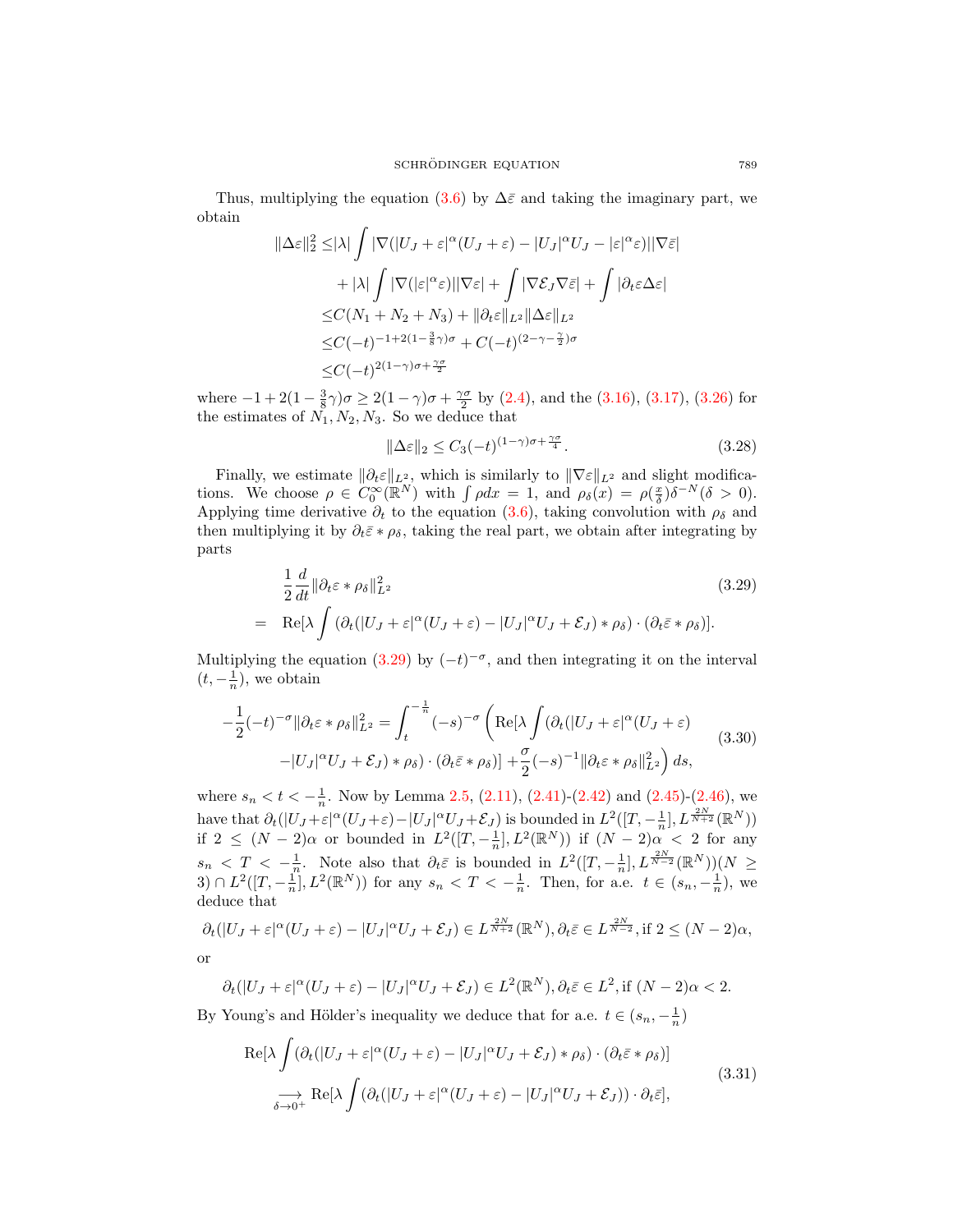Thus, multiplying the equation (3.6) by $\Delta\bar{\varepsilon}$ and taking the imaginary part, we obtain

$$
\begin{aligned}
\|\Delta\varepsilon\|_2^2 \leq & |\lambda| \int |\nabla(|U_J+\varepsilon|^\alpha(U_J+\varepsilon) - |U_J|^\alpha U_J - |\varepsilon|^\alpha\varepsilon)||\nabla\bar{\varepsilon}| \\
& + |\lambda| \int |\nabla(|\varepsilon|^\alpha\varepsilon)||\nabla\varepsilon| + \int |\nabla\mathcal{E}_J\nabla\bar{\varepsilon}| + \int |\partial_t\varepsilon\Delta\varepsilon| \\
\leq & C(N_1+N_2+N_3) + \|\partial_t\varepsilon\|_{L^2}\|\Delta\varepsilon\|_{L^2} \\
\leq & C(-t)^{-1+2(1-\frac{3}{8}\gamma)\sigma} + C(-t)^{(2-\gamma-\frac{\gamma}{2})\sigma} \\
\leq & C(-t)^{2(1-\gamma)\sigma+\frac{\gamma\sigma}{2}}
\end{aligned}
$$

where $-1+2(1-\frac{3}{8}\gamma)\sigma \geq 2(1-\gamma)\sigma + \frac{\gamma\sigma}{2}$ by (2.4), and the (3.16), (3.17), (3.26) for the estimates of $N_1, N_2, N_3$. So we deduce that

$$
\|\Delta\varepsilon\|_2 \leq C_3(-t)^{(1-\gamma)\sigma+\frac{\gamma\sigma}{4}}. \tag{3.28}
$$

Finally, we estimate $\|\partial_t\varepsilon\|_{L^2}$, which is similarly to $\|\nabla\varepsilon\|_{L^2}$ and slight modifications. We choose $\rho \in C_0^\infty(\mathbb{R}^N)$ with $\int \rho dx = 1$, and $\rho_\delta(x) = \rho(\frac{x}{\delta})\delta^{-N}(\delta > 0)$. Applying time derivative $\partial_t$ to the equation (3.6), taking convolution with $\rho_\delta$ and then multiplying it by $\partial_t\bar{\varepsilon} * \rho_\delta$, taking the real part, we obtain after integrating by parts

$$
\begin{aligned}
& \frac{1}{2}\frac{d}{dt}\|\partial_t\varepsilon * \rho_\delta\|_{L^2}^2 \\
= \quad & \mathrm{Re}[\lambda \int (\partial_t(|U_J+\varepsilon|^\alpha(U_J+\varepsilon) - |U_J|^\alpha U_J + \mathcal{E}_J) * \rho_\delta) \cdot (\partial_t\bar{\varepsilon} * \rho_\delta)].
\end{aligned} \tag{3.29}
$$

Multiplying the equation (3.29) by $(-t)^{-\sigma}$, and then integrating it on the interval $(t, -\frac{1}{n})$, we obtain

$$
\begin{aligned}
-\frac{1}{2}(-t)^{-\sigma}\|\partial_t\varepsilon * \rho_\delta\|_{L^2}^2 = \int_t^{-\frac{1}{n}} (-s)^{-\sigma} \Big( \mathrm{Re}[\lambda \int (\partial_t(|U_J+\varepsilon|^\alpha(U_J+\varepsilon) \\
- |U_J|^\alpha U_J + \mathcal{E}_J) * \rho_\delta) \cdot (\partial_t\bar{\varepsilon} * \rho_\delta)] + \frac{\sigma}{2}(-s)^{-1}\|\partial_t\varepsilon * \rho_\delta\|_{L^2}^2 \Big) ds,
\end{aligned} \tag{3.30}
$$

where $s_n < t < -\frac{1}{n}$. Now by Lemma 2.5, (2.11), (2.41)-(2.42) and (2.45)-(2.46), we have that $\partial_t(|U_J+\varepsilon|^\alpha(U_J+\varepsilon) - |U_J|^\alpha U_J + \mathcal{E}_J)$ is bounded in $L^2([T, -\frac{1}{n}], L^{\frac{2N}{N+2}}(\mathbb{R}^N))$ if $2 \leq (N-2)\alpha$ or bounded in $L^2([T, -\frac{1}{n}], L^2(\mathbb{R}^N))$ if $(N-2)\alpha < 2$ for any $s_n < T < -\frac{1}{n}$. Note also that $\partial_t\bar{\varepsilon}$ is bounded in $L^2([T, -\frac{1}{n}], L^{\frac{2N}{N-2}}(\mathbb{R}^N))(N \geq 3) \cap L^2([T, -\frac{1}{n}], L^2(\mathbb{R}^N))$ for any $s_n < T < -\frac{1}{n}$. Then, for a.e. $t \in (s_n, -\frac{1}{n})$, we deduce that

$$
\partial_t(|U_J+\varepsilon|^\alpha(U_J+\varepsilon) - |U_J|^\alpha U_J + \mathcal{E}_J) \in L^{\frac{2N}{N+2}}(\mathbb{R}^N), \partial_t\bar{\varepsilon} \in L^{\frac{2N}{N-2}}, \text{if } 2 \leq (N-2)\alpha,
$$

or

$$
\partial_t(|U_J+\varepsilon|^\alpha(U_J+\varepsilon) - |U_J|^\alpha U_J + \mathcal{E}_J) \in L^2(\mathbb{R}^N), \partial_t\bar{\varepsilon} \in L^2, \text{if } (N-2)\alpha < 2.
$$

By Young's and Hölder's inequality we deduce that for a.e. $t \in (s_n, -\frac{1}{n})$

$$
\begin{aligned}
& \mathrm{Re}[\lambda \int (\partial_t(|U_J+\varepsilon|^\alpha(U_J+\varepsilon) - |U_J|^\alpha U_J + \mathcal{E}_J) * \rho_\delta) \cdot (\partial_t\bar{\varepsilon} * \rho_\delta)] \\
& \quad \underset{\delta\to 0^+}{\longrightarrow} \mathrm{Re}[\lambda \int (\partial_t(|U_J+\varepsilon|^\alpha(U_J+\varepsilon) - |U_J|^\alpha U_J + \mathcal{E}_J)) \cdot \partial_t\bar{\varepsilon}],
\end{aligned} \tag{3.31}
$$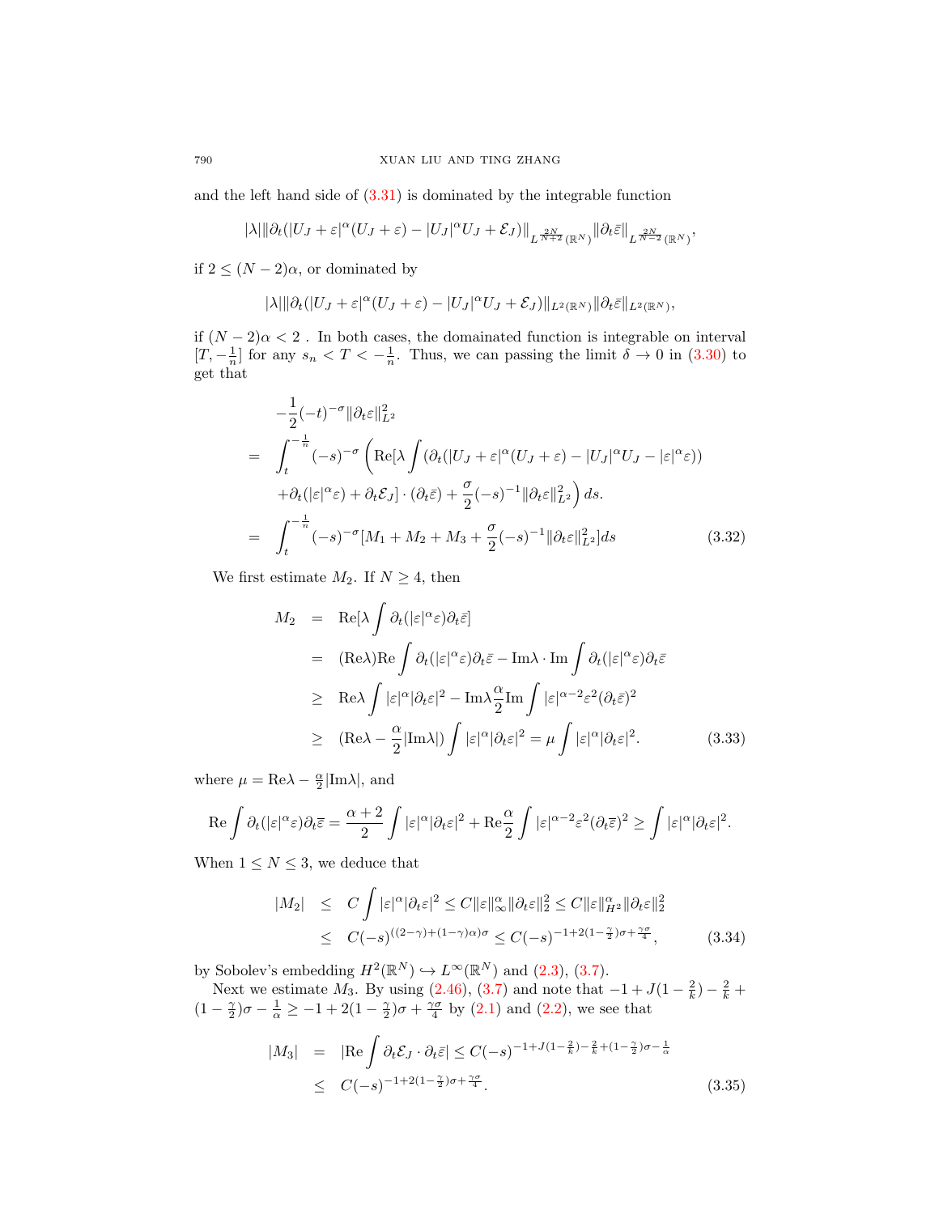and the left hand side of (3.31) is dominated by the integrable function

$$|\lambda| \|\partial_t(|U_J+\varepsilon|^\alpha(U_J+\varepsilon)-|U_J|^\alpha U_J+\mathcal{E}_J)\|_{L^{\frac{2N}{N+2}}(\mathbb{R}^N)}\|\partial_t\bar{\varepsilon}\|_{L^{\frac{2N}{N-2}}(\mathbb{R}^N)},$$

if $2\le (N-2)\alpha$, or dominated by

$$|\lambda| \|\partial_t(|U_J+\varepsilon|^\alpha(U_J+\varepsilon)-|U_J|^\alpha U_J+\mathcal{E}_J)\|_{L^2(\mathbb{R}^N)}\|\partial_t\bar{\varepsilon}\|_{L^2(\mathbb{R}^N)},$$

if $(N-2)\alpha<2$ . In both cases, the domainated function is integrable on interval $[T,-\frac{1}{n}]$ for any $s_n<T<-\frac{1}{n}$. Thus, we can passing the limit $\delta\to 0$ in (3.30) to get that

$$\begin{aligned}
&-\frac{1}{2}(-t)^{-\sigma}\|\partial_t\varepsilon\|_{L^2}^2\\
=\;&\int_t^{-\frac{1}{n}}(-s)^{-\sigma}\left(\mathrm{Re}[\lambda\int(\partial_t(|U_J+\varepsilon|^\alpha(U_J+\varepsilon)-|U_J|^\alpha U_J-|\varepsilon|^\alpha\varepsilon))\right.\\
&\left.+\partial_t(|\varepsilon|^\alpha\varepsilon)+\partial_t\mathcal{E}_J]\cdot(\partial_t\bar{\varepsilon})+\frac{\sigma}{2}(-s)^{-1}\|\partial_t\varepsilon\|_{L^2}^2\right)ds.\\
=\;&\int_t^{-\frac{1}{n}}(-s)^{-\sigma}[M_1+M_2+M_3+\frac{\sigma}{2}(-s)^{-1}\|\partial_t\varepsilon\|_{L^2}^2]ds \qquad (3.32)
\end{aligned}$$

We first estimate $M_2$. If $N\ge 4$, then

$$\begin{aligned}
M_2 &= \mathrm{Re}[\lambda\int\partial_t(|\varepsilon|^\alpha\varepsilon)\partial_t\bar{\varepsilon}]\\
&= (\mathrm{Re}\lambda)\mathrm{Re}\int\partial_t(|\varepsilon|^\alpha\varepsilon)\partial_t\bar{\varepsilon}-\mathrm{Im}\lambda\cdot\mathrm{Im}\int\partial_t(|\varepsilon|^\alpha\varepsilon)\partial_t\bar{\varepsilon}\\
&\ge \mathrm{Re}\lambda\int|\varepsilon|^\alpha|\partial_t\varepsilon|^2-\mathrm{Im}\lambda\frac{\alpha}{2}\mathrm{Im}\int|\varepsilon|^{\alpha-2}\varepsilon^2(\partial_t\bar{\varepsilon})^2\\
&\ge (\mathrm{Re}\lambda-\frac{\alpha}{2}|\mathrm{Im}\lambda|)\int|\varepsilon|^\alpha|\partial_t\varepsilon|^2=\mu\int|\varepsilon|^\alpha|\partial_t\varepsilon|^2. \qquad (3.33)
\end{aligned}$$

where $\mu=\mathrm{Re}\lambda-\frac{\alpha}{2}|\mathrm{Im}\lambda|$, and

$$\mathrm{Re}\int\partial_t(|\varepsilon|^\alpha\varepsilon)\partial_t\overline{\varepsilon}=\frac{\alpha+2}{2}\int|\varepsilon|^\alpha|\partial_t\varepsilon|^2+\mathrm{Re}\frac{\alpha}{2}\int|\varepsilon|^{\alpha-2}\varepsilon^2(\partial_t\overline{\varepsilon})^2\ge\int|\varepsilon|^\alpha|\partial_t\varepsilon|^2.$$

When $1\le N\le 3$, we deduce that

$$\begin{aligned}
|M_2| &\le C\int|\varepsilon|^\alpha|\partial_t\varepsilon|^2\le C\|\varepsilon\|_\infty^\alpha\|\partial_t\varepsilon\|_2^2\le C\|\varepsilon\|_{H^2}^\alpha\|\partial_t\varepsilon\|_2^2\\
&\le C(-s)^{((2-\gamma)+(1-\gamma)\alpha)\sigma}\le C(-s)^{-1+2(1-\frac{\gamma}{2})\sigma+\frac{\gamma\sigma}{4}}, \qquad (3.34)
\end{aligned}$$

by Sobolev's embedding $H^2(\mathbb{R}^N)\hookrightarrow L^\infty(\mathbb{R}^N)$ and (2.3), (3.7).

Next we estimate $M_3$. By using (2.46), (3.7) and note that $-1+J(1-\frac{2}{k})-\frac{2}{k}+(1-\frac{\gamma}{2})\sigma-\frac{1}{\alpha}\ge -1+2(1-\frac{\gamma}{2})\sigma+\frac{\gamma\sigma}{4}$ by (2.1) and (2.2), we see that

$$\begin{aligned}
|M_3| &= |\mathrm{Re}\int\partial_t\mathcal{E}_J\cdot\partial_t\bar{\varepsilon}|\le C(-s)^{-1+J(1-\frac{2}{k})-\frac{2}{k}+(1-\frac{\gamma}{2})\sigma-\frac{1}{\alpha}}\\
&\le C(-s)^{-1+2(1-\frac{\gamma}{2})\sigma+\frac{\gamma\sigma}{4}}. \qquad (3.35)
\end{aligned}$$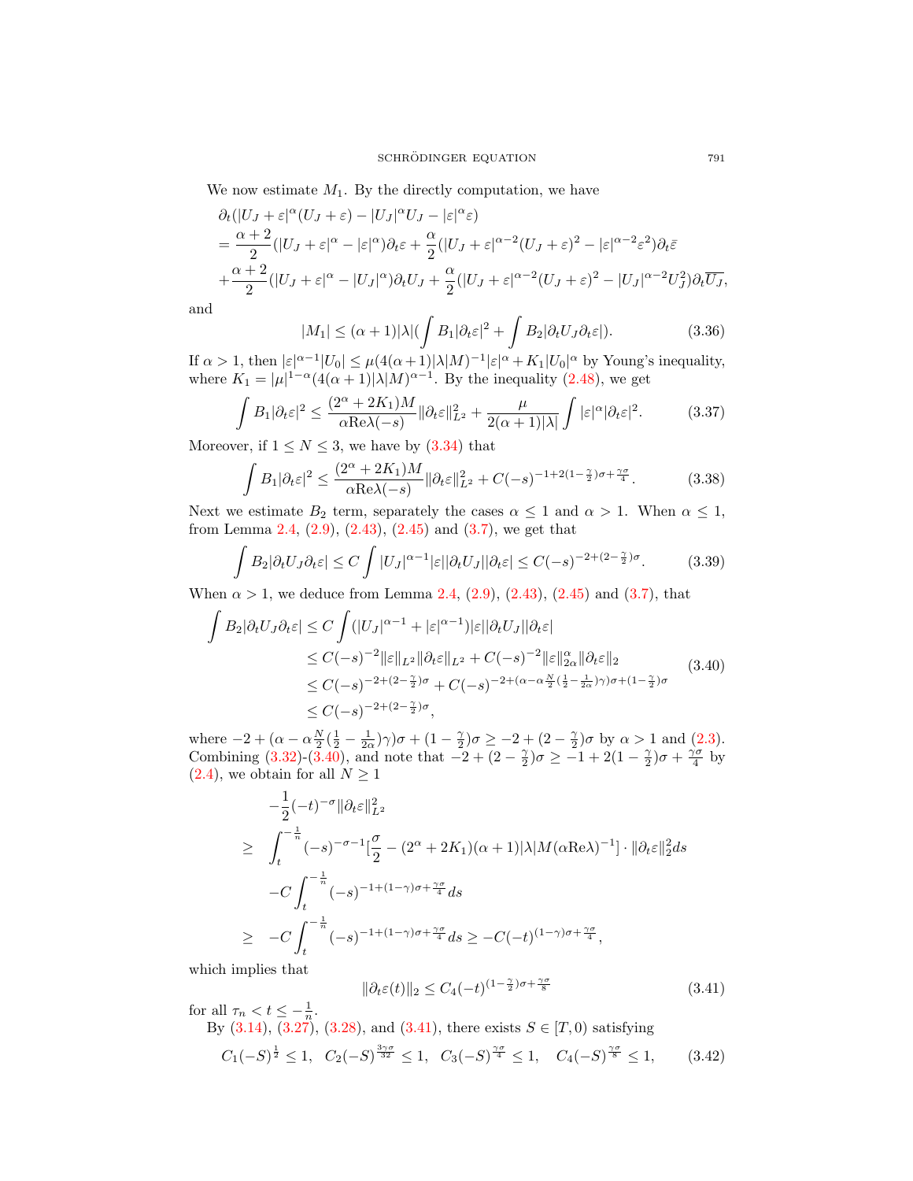We now estimate $M_1$. By the directly computation, we have

$$
\begin{aligned}
&\partial_t(|U_J+\varepsilon|^\alpha(U_J+\varepsilon)-|U_J|^\alpha U_J-|\varepsilon|^\alpha\varepsilon)\\
&=\frac{\alpha+2}{2}(|U_J+\varepsilon|^\alpha-|\varepsilon|^\alpha)\partial_t\varepsilon+\frac{\alpha}{2}(|U_J+\varepsilon|^{\alpha-2}(U_J+\varepsilon)^2-|\varepsilon|^{\alpha-2}\varepsilon^2)\partial_t\bar{\varepsilon}\\
&+\frac{\alpha+2}{2}(|U_J+\varepsilon|^\alpha-|U_J|^\alpha)\partial_t U_J+\frac{\alpha}{2}(|U_J+\varepsilon|^{\alpha-2}(U_J+\varepsilon)^2-|U_J|^{\alpha-2}U_J^2)\partial_t\overline{U_J},
\end{aligned}
$$

and

$$
|M_1|\le(\alpha+1)|\lambda|\Big(\int B_1|\partial_t\varepsilon|^2+\int B_2|\partial_t U_J\partial_t\varepsilon|\Big). \tag{3.36}
$$

If $\alpha>1$, then $|\varepsilon|^{\alpha-1}|U_0|\le\mu(4(\alpha+1)|\lambda|M)^{-1}|\varepsilon|^\alpha+K_1|U_0|^\alpha$ by Young's inequality, where $K_1=|\mu|^{1-\alpha}(4(\alpha+1)|\lambda|M)^{\alpha-1}$. By the inequality (2.48), we get

$$
\int B_1|\partial_t\varepsilon|^2\le\frac{(2^\alpha+2K_1)M}{\alpha\mathrm{Re}\lambda(-s)}\|\partial_t\varepsilon\|_{L^2}^2+\frac{\mu}{2(\alpha+1)|\lambda|}\int|\varepsilon|^\alpha|\partial_t\varepsilon|^2. \tag{3.37}
$$

Moreover, if $1\le N\le 3$, we have by (3.34) that

$$
\int B_1|\partial_t\varepsilon|^2\le\frac{(2^\alpha+2K_1)M}{\alpha\mathrm{Re}\lambda(-s)}\|\partial_t\varepsilon\|_{L^2}^2+C(-s)^{-1+2(1-\frac{\gamma}{2})\sigma+\frac{\gamma\sigma}{4}}. \tag{3.38}
$$

Next we estimate $B_2$ term, separately the cases $\alpha\le1$ and $\alpha>1$. When $\alpha\le1$, from Lemma 2.4, (2.9), (2.43), (2.45) and (3.7), we get that

$$
\int B_2|\partial_t U_J\partial_t\varepsilon|\le C\int|U_J|^{\alpha-1}|\varepsilon||\partial_t U_J||\partial_t\varepsilon|\le C(-s)^{-2+(2-\frac{\gamma}{2})\sigma}. \tag{3.39}
$$

When $\alpha>1$, we deduce from Lemma 2.4, (2.9), (2.43), (2.45) and (3.7), that

$$
\begin{aligned}
\int B_2|\partial_t U_J\partial_t\varepsilon|&\le C\int(|U_J|^{\alpha-1}+|\varepsilon|^{\alpha-1})|\varepsilon||\partial_t U_J||\partial_t\varepsilon|\\
&\le C(-s)^{-2}\|\varepsilon\|_{L^2}\|\partial_t\varepsilon\|_{L^2}+C(-s)^{-2}\|\varepsilon\|_{2\alpha}^\alpha\|\partial_t\varepsilon\|_2\\
&\le C(-s)^{-2+(2-\frac{\gamma}{2})\sigma}+C(-s)^{-2+(\alpha-\alpha\frac{N}{2}(\frac12-\frac{1}{2\alpha})\gamma)\sigma+(1-\frac{\gamma}{2})\sigma}\\
&\le C(-s)^{-2+(2-\frac{\gamma}{2})\sigma},
\end{aligned} \tag{3.40}
$$

where $-2+(\alpha-\alpha\frac{N}{2}(\frac12-\frac{1}{2\alpha})\gamma)\sigma+(1-\frac{\gamma}{2})\sigma\ge-2+(2-\frac{\gamma}{2})\sigma$ by $\alpha>1$ and (2.3). Combining (3.32)-(3.40), and note that $-2+(2-\frac{\gamma}{2})\sigma\ge-1+2(1-\frac{\gamma}{2})\sigma+\frac{\gamma\sigma}{4}$ by (2.4), we obtain for all $N\ge1$

$$
\begin{aligned}
&-\frac12(-t)^{-\sigma}\|\partial_t\varepsilon\|_{L^2}^2\\
\ge\;&\int_t^{-\frac1n}(-s)^{-\sigma-1}\Big[\frac{\sigma}{2}-(2^\alpha+2K_1)(\alpha+1)|\lambda|M(\alpha\mathrm{Re}\lambda)^{-1}\Big]\cdot\|\partial_t\varepsilon\|_2^2ds\\
&-C\int_t^{-\frac1n}(-s)^{-1+(1-\gamma)\sigma+\frac{\gamma\sigma}{4}}ds\\
\ge\;&-C\int_t^{-\frac1n}(-s)^{-1+(1-\gamma)\sigma+\frac{\gamma\sigma}{4}}ds\ge-C(-t)^{(1-\gamma)\sigma+\frac{\gamma\sigma}{4}},
\end{aligned}
$$

which implies that

$$
\|\partial_t\varepsilon(t)\|_2\le C_4(-t)^{(1-\frac{\gamma}{2})\sigma+\frac{\gamma\sigma}{8}} \tag{3.41}
$$

for all $\tau_n<t\le-\frac1n$.

By (3.14), (3.27), (3.28), and (3.41), there exists $S\in[T,0)$ satisfying

$$
C_1(-S)^{\frac12}\le1,\quad C_2(-S)^{\frac{3\gamma\sigma}{32}}\le1,\quad C_3(-S)^{\frac{\gamma\sigma}{4}}\le1,\quad C_4(-S)^{\frac{\gamma\sigma}{8}}\le1, \tag{3.42}
$$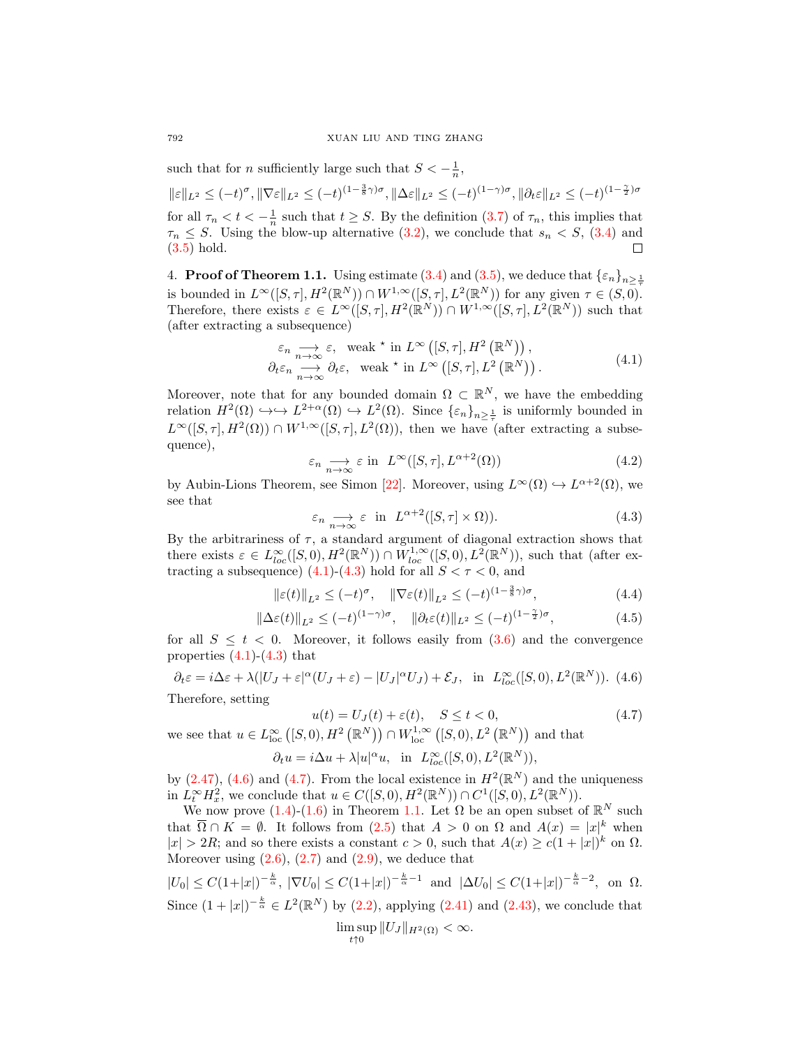such that for $n$ sufficiently large such that $S < -\frac{1}{n}$,

$$\|\varepsilon\|_{L^2} \le (-t)^{\sigma}, \|\nabla\varepsilon\|_{L^2} \le (-t)^{(1-\frac{3}{8}\gamma)\sigma}, \|\Delta\varepsilon\|_{L^2} \le (-t)^{(1-\gamma)\sigma}, \|\partial_t\varepsilon\|_{L^2} \le (-t)^{(1-\frac{\gamma}{2})\sigma}$$

for all $\tau_n < t < -\frac{1}{n}$ such that $t \ge S$. By the definition (3.7) of $\tau_n$, this implies that $\tau_n \le S$. Using the blow-up alternative (3.2), we conclude that $s_n < S$, (3.4) and (3.5) hold. ∎

## 4. Proof of Theorem 1.1.

Using estimate (3.4) and (3.5), we deduce that $\{\varepsilon_n\}_{n\ge\frac{1}{\tau}}$ is bounded in $L^\infty([S,\tau], H^2(\mathbb{R}^N)) \cap W^{1,\infty}([S,\tau], L^2(\mathbb{R}^N))$ for any given $\tau \in (S,0)$. Therefore, there exists $\varepsilon \in L^\infty([S,\tau], H^2(\mathbb{R}^N)) \cap W^{1,\infty}([S,\tau], L^2(\mathbb{R}^N))$ such that (after extracting a subsequence)

$$\begin{aligned} \varepsilon_n &\underset{n\to\infty}{\longrightarrow} \varepsilon, \quad \text{weak }^\star \text{ in } L^\infty\left([S,\tau], H^2\left(\mathbb{R}^N\right)\right), \\ \partial_t\varepsilon_n &\underset{n\to\infty}{\longrightarrow} \partial_t\varepsilon, \quad \text{weak }^\star \text{ in } L^\infty\left([S,\tau], L^2\left(\mathbb{R}^N\right)\right). \end{aligned} \tag{4.1}$$

Moreover, note that for any bounded domain $\Omega \subset \mathbb{R}^N$, we have the embedding relation $H^2(\Omega) \hookrightarrow\hookrightarrow L^{2+\alpha}(\Omega) \hookrightarrow L^2(\Omega)$. Since $\{\varepsilon_n\}_{n\ge\frac{1}{\tau}}$ is uniformly bounded in $L^\infty([S,\tau], H^2(\Omega)) \cap W^{1,\infty}([S,\tau], L^2(\Omega))$, then we have (after extracting a subsequence),

$$\varepsilon_n \underset{n\to\infty}{\longrightarrow} \varepsilon \text{ in } \ L^\infty([S,\tau], L^{\alpha+2}(\Omega)) \tag{4.2}$$

by Aubin-Lions Theorem, see Simon [22]. Moreover, using $L^\infty(\Omega) \hookrightarrow L^{\alpha+2}(\Omega)$, we see that

$$\varepsilon_n \underset{n\to\infty}{\longrightarrow} \varepsilon \ \text{ in } \ L^{\alpha+2}([S,\tau]\times\Omega)). \tag{4.3}$$

By the arbitrariness of $\tau$, a standard argument of diagonal extraction shows that there exists $\varepsilon \in L^\infty_{loc}([S,0), H^2(\mathbb{R}^N)) \cap W^{1,\infty}_{loc}([S,0), L^2(\mathbb{R}^N))$, such that (after extracting a subsequence) (4.1)-(4.3) hold for all $S < \tau < 0$, and

$$\|\varepsilon(t)\|_{L^2} \le (-t)^{\sigma}, \quad \|\nabla\varepsilon(t)\|_{L^2} \le (-t)^{(1-\frac{3}{8}\gamma)\sigma}, \tag{4.4}$$

$$\|\Delta\varepsilon(t)\|_{L^2} \le (-t)^{(1-\gamma)\sigma}, \quad \|\partial_t\varepsilon(t)\|_{L^2} \le (-t)^{(1-\frac{\gamma}{2})\sigma}, \tag{4.5}$$

for all $S \le t < 0$. Moreover, it follows easily from (3.6) and the convergence properties (4.1)-(4.3) that

$$\partial_t\varepsilon = i\Delta\varepsilon + \lambda(|U_J+\varepsilon|^\alpha(U_J+\varepsilon) - |U_J|^\alpha U_J) + \mathcal{E}_J, \ \text{ in } \ L^\infty_{loc}([S,0), L^2(\mathbb{R}^N)). \tag{4.6}$$

Therefore, setting

$$u(t) = U_J(t) + \varepsilon(t), \quad S \le t < 0, \tag{4.7}$$

we see that $u \in L^\infty_{\text{loc}}\left([S,0), H^2\left(\mathbb{R}^N\right)\right) \cap W^{1,\infty}_{\text{loc}}\left([S,0), L^2\left(\mathbb{R}^N\right)\right)$ and that

$$\partial_t u = i\Delta u + \lambda|u|^\alpha u, \ \text{ in } \ L^\infty_{loc}([S,0), L^2(\mathbb{R}^N)),$$

by (2.47), (4.6) and (4.7). From the local existence in $H^2(\mathbb{R}^N)$ and the uniqueness in $L^\infty_t H^2_x$, we conclude that $u \in C([S,0), H^2(\mathbb{R}^N)) \cap C^1([S,0), L^2(\mathbb{R}^N))$.

We now prove (1.4)-(1.6) in Theorem 1.1. Let $\Omega$ be an open subset of $\mathbb{R}^N$ such that $\overline{\Omega} \cap K = \emptyset$. It follows from (2.5) that $A > 0$ on $\Omega$ and $A(x) = |x|^k$ when $|x| > 2R$; and so there exists a constant $c > 0$, such that $A(x) \ge c(1+|x|)^k$ on $\Omega$. Moreover using (2.6), (2.7) and (2.9), we deduce that

$$|U_0| \le C(1+|x|)^{-\frac{k}{\alpha}}, \ |\nabla U_0| \le C(1+|x|)^{-\frac{k}{\alpha}-1} \ \text{ and } \ |\Delta U_0| \le C(1+|x|)^{-\frac{k}{\alpha}-2}, \ \text{ on } \Omega.$$

Since $(1+|x|)^{-\frac{k}{\alpha}} \in L^2(\mathbb{R}^N)$ by (2.2), applying (2.41) and (2.43), we conclude that

$$\limsup_{t\uparrow 0} \|U_J\|_{H^2(\Omega)} < \infty.$$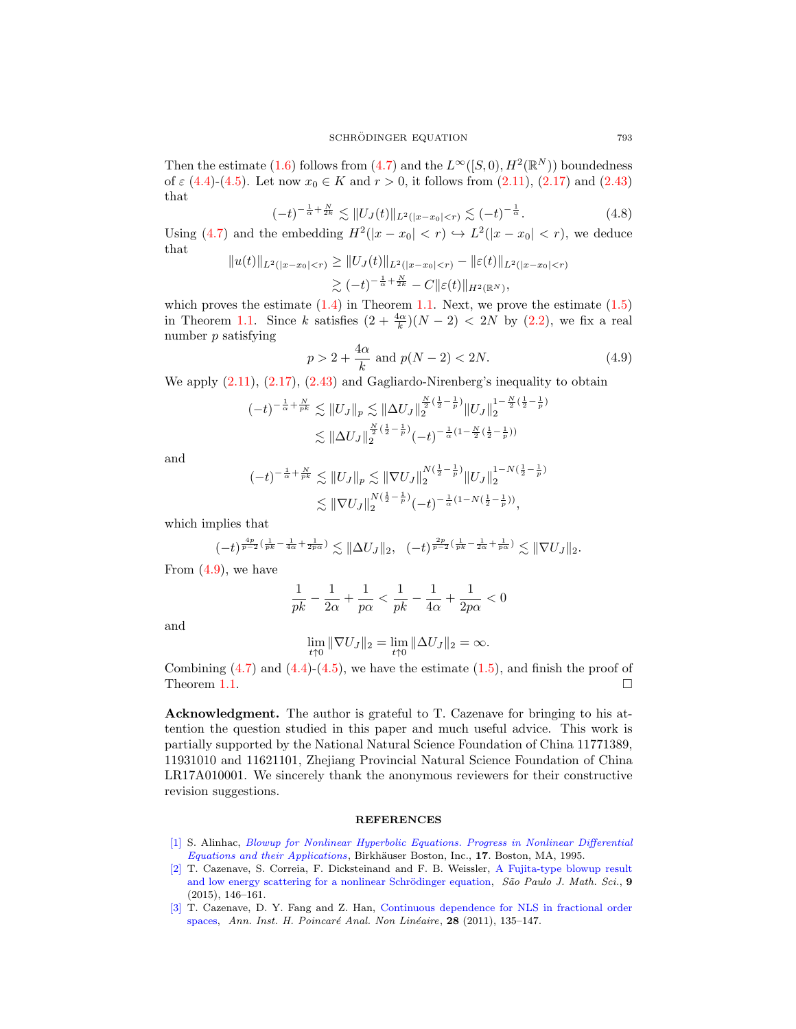Then the estimate (1.6) follows from (4.7) and the $L^\infty([S,0),H^2(\mathbb{R}^N))$ boundedness of $\varepsilon$ (4.4)-(4.5). Let now $x_0 \in K$ and $r>0$, it follows from (2.11), (2.17) and (2.43) that

$$(-t)^{-\frac{1}{\alpha}+\frac{N}{2k}} \lesssim \|U_J(t)\|_{L^2(|x-x_0|<r)} \lesssim (-t)^{-\frac{1}{\alpha}}. \tag{4.8}$$

Using (4.7) and the embedding $H^2(|x-x_0|<r) \hookrightarrow L^2(|x-x_0|<r)$, we deduce that

$$\begin{aligned}\|u(t)\|_{L^2(|x-x_0|<r)} &\geq \|U_J(t)\|_{L^2(|x-x_0|<r)} - \|\varepsilon(t)\|_{L^2(|x-x_0|<r)}\\ &\gtrsim (-t)^{-\frac{1}{\alpha}+\frac{N}{2k}} - C\|\varepsilon(t)\|_{H^2(\mathbb{R}^N)},\end{aligned}$$

which proves the estimate (1.4) in Theorem 1.1. Next, we prove the estimate (1.5) in Theorem 1.1. Since $k$ satisfies $(2+\frac{4\alpha}{k})(N-2)<2N$ by (2.2), we fix a real number $p$ satisfying

$$p > 2+\frac{4\alpha}{k} \text{ and } p(N-2)<2N. \tag{4.9}$$

We apply (2.11), (2.17), (2.43) and Gagliardo-Nirenberg's inequality to obtain

$$\begin{aligned}(-t)^{-\frac{1}{\alpha}+\frac{N}{pk}} &\lesssim \|U_J\|_p \lesssim \|\Delta U_J\|_2^{\frac{N}{2}(\frac{1}{2}-\frac{1}{p})}\|U_J\|_2^{1-\frac{N}{2}(\frac{1}{2}-\frac{1}{p})}\\ &\lesssim \|\Delta U_J\|_2^{\frac{N}{2}(\frac{1}{2}-\frac{1}{p})}(-t)^{-\frac{1}{\alpha}(1-\frac{N}{2}(\frac{1}{2}-\frac{1}{p}))}\end{aligned}$$

and

$$\begin{aligned}(-t)^{-\frac{1}{\alpha}+\frac{N}{pk}} &\lesssim \|U_J\|_p \lesssim \|\nabla U_J\|_2^{N(\frac{1}{2}-\frac{1}{p})}\|U_J\|_2^{1-N(\frac{1}{2}-\frac{1}{p})}\\ &\lesssim \|\nabla U_J\|_2^{N(\frac{1}{2}-\frac{1}{p})}(-t)^{-\frac{1}{\alpha}(1-N(\frac{1}{2}-\frac{1}{p}))},\end{aligned}$$

which implies that

$$(-t)^{\frac{4p}{p-2}(\frac{1}{pk}-\frac{1}{4\alpha}+\frac{1}{2p\alpha})} \lesssim \|\Delta U_J\|_2, \quad (-t)^{\frac{2p}{p-2}(\frac{1}{pk}-\frac{1}{2\alpha}+\frac{1}{p\alpha})} \lesssim \|\nabla U_J\|_2.$$

From (4.9), we have

$$\frac{1}{pk}-\frac{1}{2\alpha}+\frac{1}{p\alpha} < \frac{1}{pk}-\frac{1}{4\alpha}+\frac{1}{2p\alpha} < 0$$

and

$$\lim_{t\uparrow 0}\|\nabla U_J\|_2 = \lim_{t\uparrow 0}\|\Delta U_J\|_2 = \infty.$$

Combining (4.7) and (4.4)-(4.5), we have the estimate (1.5), and finish the proof of Theorem 1.1. □

**Acknowledgment.** The author is grateful to T. Cazenave for bringing to his attention the question studied in this paper and much useful advice. This work is partially supported by the National Natural Science Foundation of China 11771389, 11931010 and 11621101, Zhejiang Provincial Natural Science Foundation of China LR17A010001. We sincerely thank the anonymous reviewers for their constructive revision suggestions.

## REFERENCES

[1] S. Alinhac, *Blowup for Nonlinear Hyperbolic Equations. Progress in Nonlinear Differential Equations and their Applications*, Birkhäuser Boston, Inc., **17**. Boston, MA, 1995.

[2] T. Cazenave, S. Correia, F. Dickstein and F. B. Weissler, A Fujita-type blowup result and low energy scattering for a nonlinear Schrödinger equation, *São Paulo J. Math. Sci.*, **9** (2015), 146–161.

[3] T. Cazenave, D. Y. Fang and Z. Han, Continuous dependence for NLS in fractional order spaces, *Ann. Inst. H. Poincaré Anal. Non Linéaire*, **28** (2011), 135–147.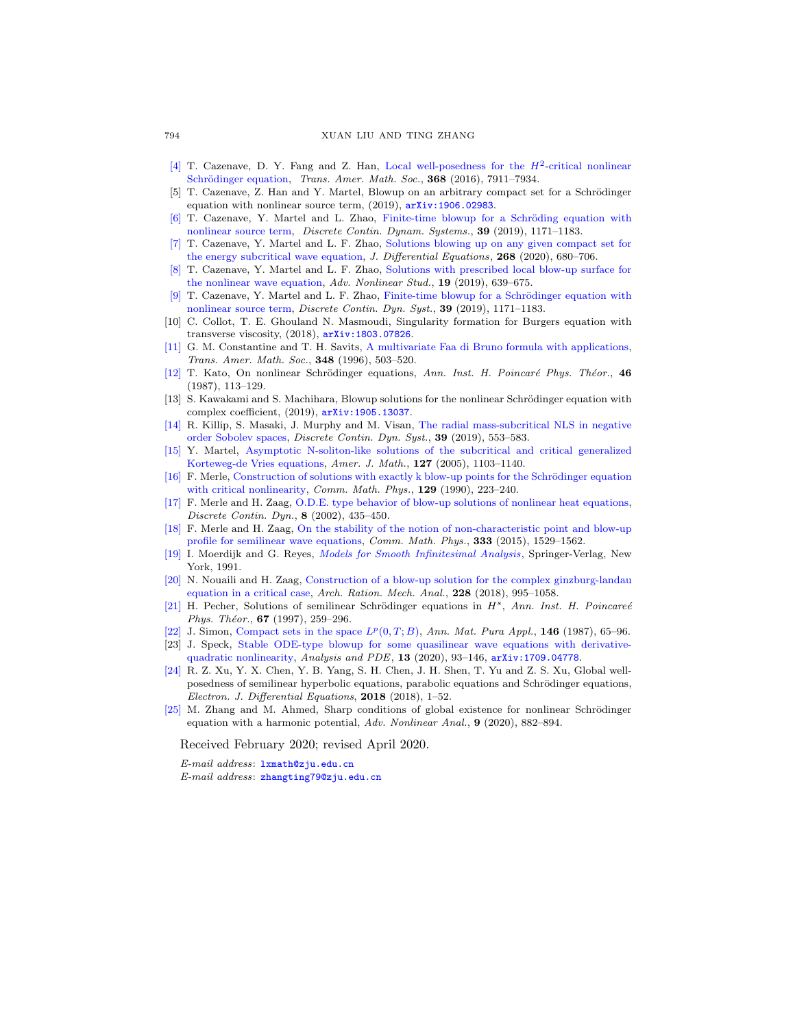[4] T. Cazenave, D. Y. Fang and Z. Han, Local well-posedness for the $H^2$-critical nonlinear Schrödinger equation, *Trans. Amer. Math. Soc.*, **368** (2016), 7911–7934.

[5] T. Cazenave, Z. Han and Y. Martel, Blowup on an arbitrary compact set for a Schrödinger equation with nonlinear source term, (2019), arXiv:1906.02983.

[6] T. Cazenave, Y. Martel and L. Zhao, Finite-time blowup for a Schröding equation with nonlinear source term, *Discrete Contin. Dynam. Systems.*, **39** (2019), 1171–1183.

[7] T. Cazenave, Y. Martel and L. F. Zhao, Solutions blowing up on any given compact set for the energy subcritical wave equation, *J. Differential Equations*, **268** (2020), 680–706.

[8] T. Cazenave, Y. Martel and L. F. Zhao, Solutions with prescribed local blow-up surface for the nonlinear wave equation, *Adv. Nonlinear Stud.*, **19** (2019), 639–675.

[9] T. Cazenave, Y. Martel and L. F. Zhao, Finite-time blowup for a Schrödinger equation with nonlinear source term, *Discrete Contin. Dyn. Syst.*, **39** (2019), 1171–1183.

[10] C. Collot, T. E. Ghouland N. Masmoudi, Singularity formation for Burgers equation with transverse viscosity, (2018), arXiv:1803.07826.

[11] G. M. Constantine and T. H. Savits, A multivariate Faa di Bruno formula with applications, *Trans. Amer. Math. Soc.*, **348** (1996), 503–520.

[12] T. Kato, On nonlinear Schrödinger equations, *Ann. Inst. H. Poincaré Phys. Théor.*, **46** (1987), 113–129.

[13] S. Kawakami and S. Machihara, Blowup solutions for the nonlinear Schrödinger equation with complex coefficient, (2019), arXiv:1905.13037.

[14] R. Killip, S. Masaki, J. Murphy and M. Visan, The radial mass-subcritical NLS in negative order Sobolev spaces, *Discrete Contin. Dyn. Syst.*, **39** (2019), 553–583.

[15] Y. Martel, Asymptotic N-soliton-like solutions of the subcritical and critical generalized Korteweg-de Vries equations, *Amer. J. Math.*, **127** (2005), 1103–1140.

[16] F. Merle, Construction of solutions with exactly k blow-up points for the Schrödinger equation with critical nonlinearity, *Comm. Math. Phys.*, **129** (1990), 223–240.

[17] F. Merle and H. Zaag, O.D.E. type behavior of blow-up solutions of nonlinear heat equations, *Discrete Contin. Dyn.*, **8** (2002), 435–450.

[18] F. Merle and H. Zaag, On the stability of the notion of non-characteristic point and blow-up profile for semilinear wave equations, *Comm. Math. Phys.*, **333** (2015), 1529–1562.

[19] I. Moerdijk and G. Reyes, *Models for Smooth Infinitesimal Analysis*, Springer-Verlag, New York, 1991.

[20] N. Nouaili and H. Zaag, Construction of a blow-up solution for the complex ginzburg-landau equation in a critical case, *Arch. Ration. Mech. Anal.*, **228** (2018), 995–1058.

[21] H. Pecher, Solutions of semilinear Schrödinger equations in $H^s$, *Ann. Inst. H. Poincareé Phys. Théor.*, **67** (1997), 259–296.

[22] J. Simon, Compact sets in the space $L^p(0,T;B)$, *Ann. Mat. Pura Appl.*, **146** (1987), 65–96.

[23] J. Speck, Stable ODE-type blowup for some quasilinear wave equations with derivative-quadratic nonlinearity, *Analysis and PDE*, **13** (2020), 93–146, arXiv:1709.04778.

[24] R. Z. Xu, Y. X. Chen, Y. B. Yang, S. H. Chen, J. H. Shen, T. Yu and Z. S. Xu, Global well-posedness of semilinear hyperbolic equations, parabolic equations and Schrödinger equations, *Electron. J. Differential Equations*, **2018** (2018), 1–52.

[25] M. Zhang and M. Ahmed, Sharp conditions of global existence for nonlinear Schrödinger equation with a harmonic potential, *Adv. Nonlinear Anal.*, **9** (2020), 882–894.

Received February 2020; revised April 2020.

*E-mail address*: lxmath@zju.edu.cn

*E-mail address*: zhangting79@zju.edu.cn